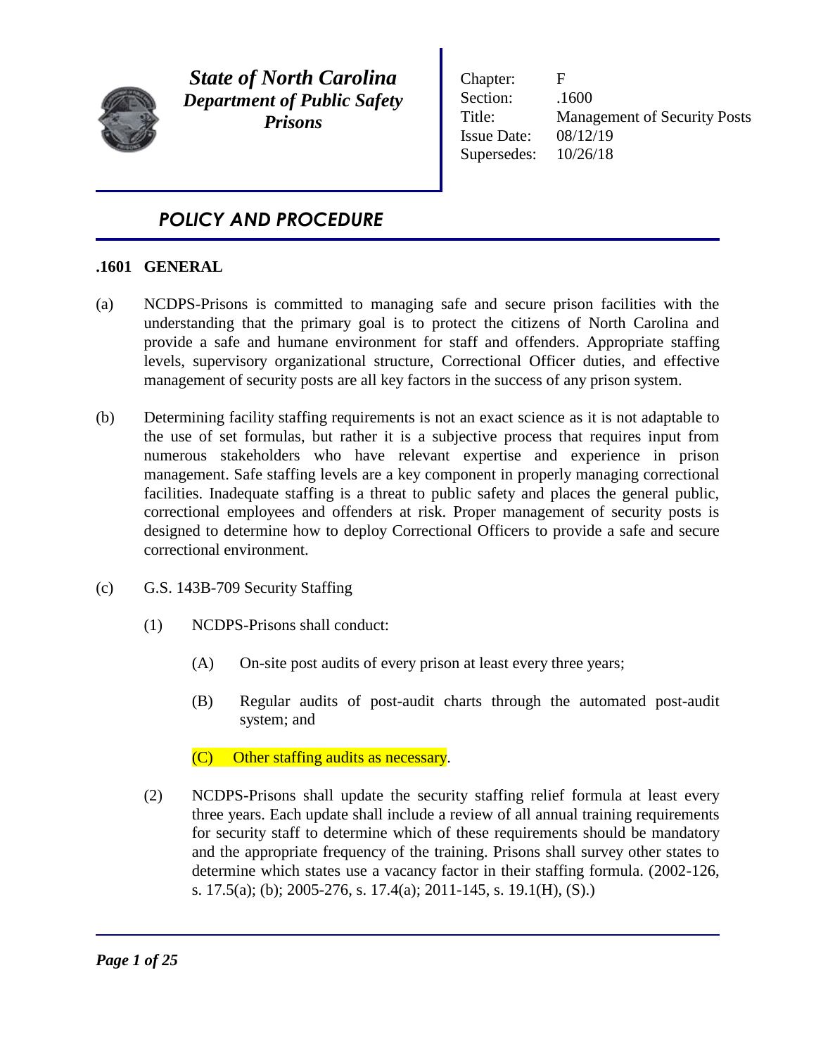***State of North Carolina***
***Department of Public Safety***
***Prisons***

| | |
|---|---|
| Chapter: | F |
| Section: | .1600 |
| Title: | Management of Security Posts |
| Issue Date: | 08/12/19 |
| Supersedes: | 10/26/18 |

## *POLICY AND PROCEDURE*

### .1601 GENERAL

(a) NCDPS-Prisons is committed to managing safe and secure prison facilities with the understanding that the primary goal is to protect the citizens of North Carolina and provide a safe and humane environment for staff and offenders. Appropriate staffing levels, supervisory organizational structure, Correctional Officer duties, and effective management of security posts are all key factors in the success of any prison system.

(b) Determining facility staffing requirements is not an exact science as it is not adaptable to the use of set formulas, but rather it is a subjective process that requires input from numerous stakeholders who have relevant expertise and experience in prison management. Safe staffing levels are a key component in properly managing correctional facilities. Inadequate staffing is a threat to public safety and places the general public, correctional employees and offenders at risk. Proper management of security posts is designed to determine how to deploy Correctional Officers to provide a safe and secure correctional environment.

(c) G.S. 143B-709 Security Staffing

(1) NCDPS-Prisons shall conduct:

(A) On-site post audits of every prison at least every three years;

(B) Regular audits of post-audit charts through the automated post-audit system; and

(C) Other staffing audits as necessary.

(2) NCDPS-Prisons shall update the security staffing relief formula at least every three years. Each update shall include a review of all annual training requirements for security staff to determine which of these requirements should be mandatory and the appropriate frequency of the training. Prisons shall survey other states to determine which states use a vacancy factor in their staffing formula. (2002-126, s. 17.5(a); (b); 2005-276, s. 17.4(a); 2011-145, s. 19.1(H), (S).)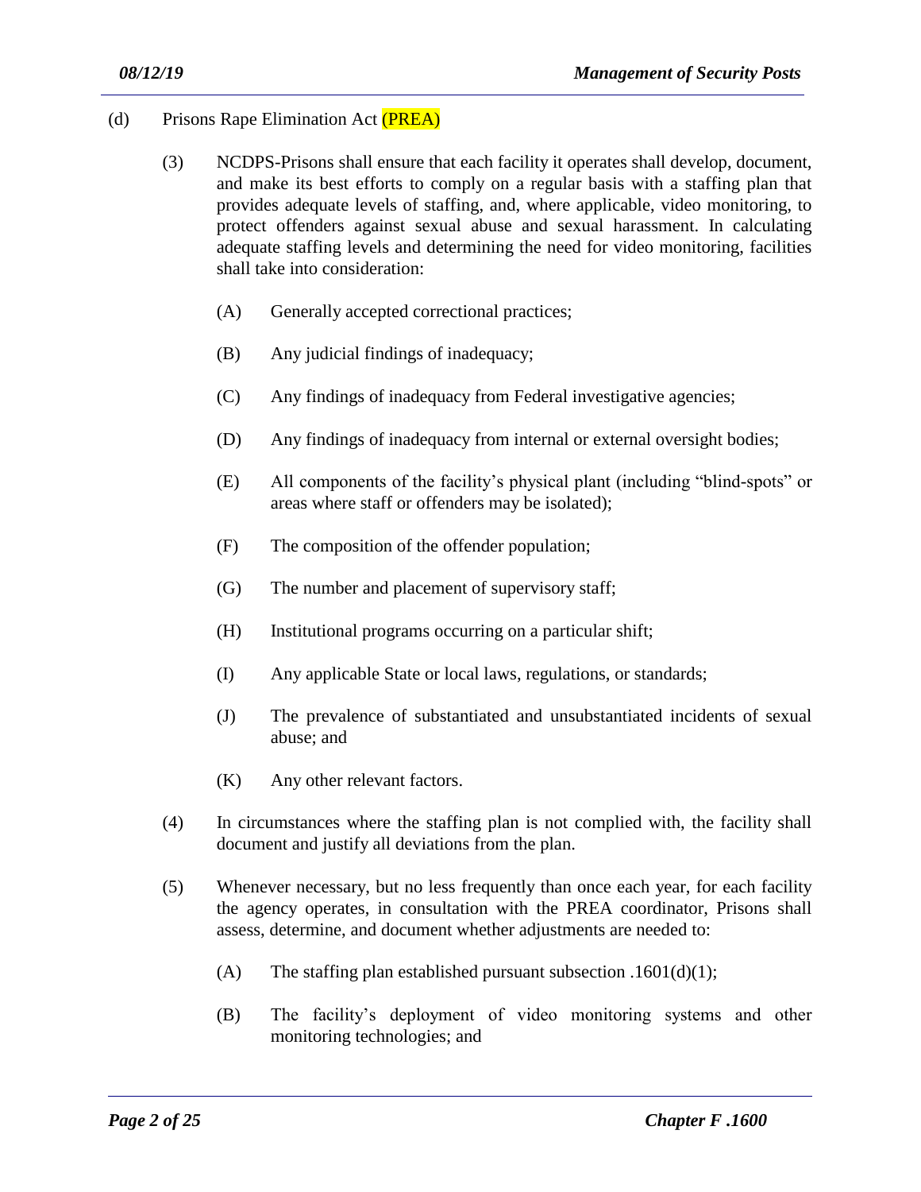(d) Prisons Rape Elimination Act (PREA)

(3) NCDPS-Prisons shall ensure that each facility it operates shall develop, document, and make its best efforts to comply on a regular basis with a staffing plan that provides adequate levels of staffing, and, where applicable, video monitoring, to protect offenders against sexual abuse and sexual harassment. In calculating adequate staffing levels and determining the need for video monitoring, facilities shall take into consideration:

(A) Generally accepted correctional practices;

(B) Any judicial findings of inadequacy;

(C) Any findings of inadequacy from Federal investigative agencies;

(D) Any findings of inadequacy from internal or external oversight bodies;

(E) All components of the facility's physical plant (including "blind-spots" or areas where staff or offenders may be isolated);

(F) The composition of the offender population;

(G) The number and placement of supervisory staff;

(H) Institutional programs occurring on a particular shift;

(I) Any applicable State or local laws, regulations, or standards;

(J) The prevalence of substantiated and unsubstantiated incidents of sexual abuse; and

(K) Any other relevant factors.

(4) In circumstances where the staffing plan is not complied with, the facility shall document and justify all deviations from the plan.

(5) Whenever necessary, but no less frequently than once each year, for each facility the agency operates, in consultation with the PREA coordinator, Prisons shall assess, determine, and document whether adjustments are needed to:

(A) The staffing plan established pursuant subsection .1601(d)(1);

(B) The facility's deployment of video monitoring systems and other monitoring technologies; and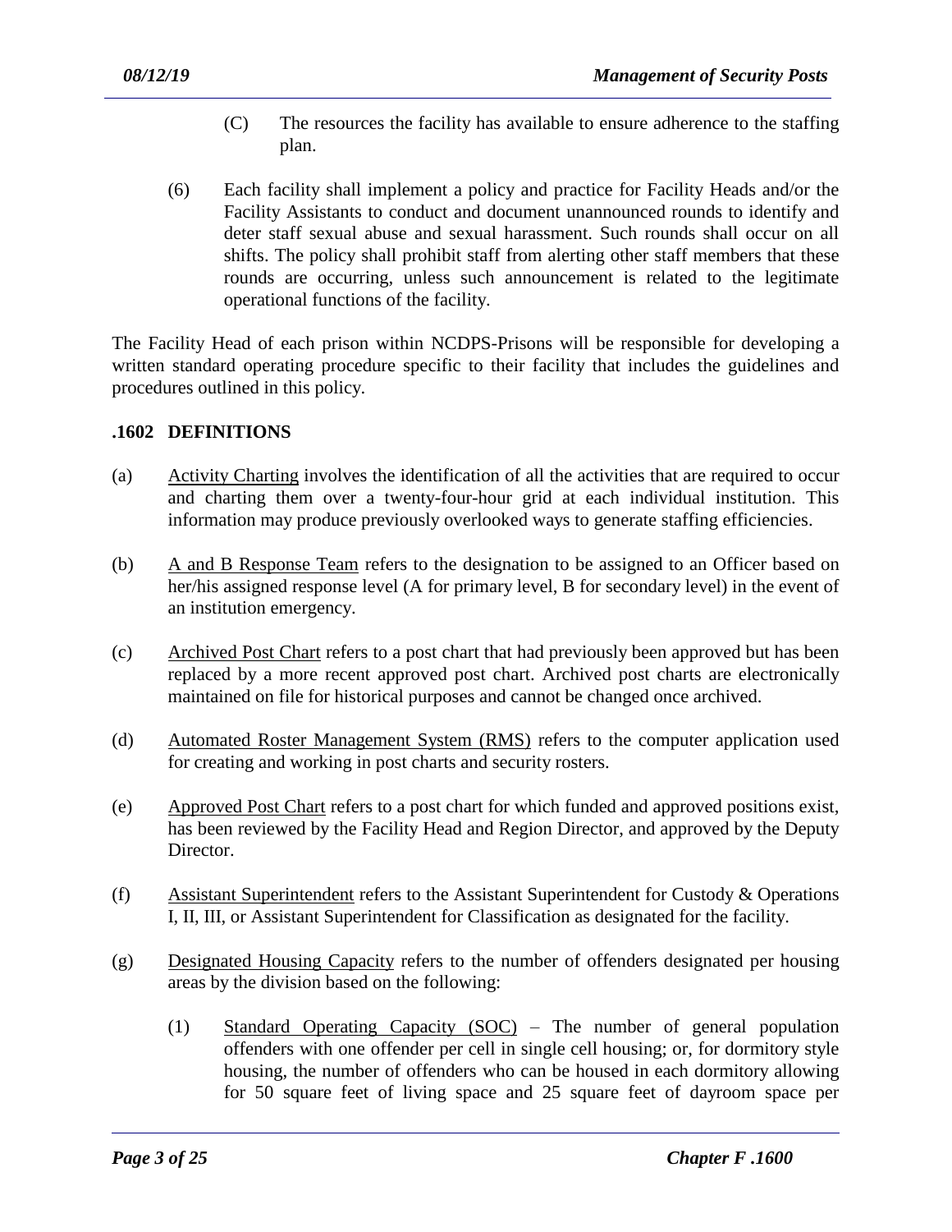(C) The resources the facility has available to ensure adherence to the staffing plan.

(6) Each facility shall implement a policy and practice for Facility Heads and/or the Facility Assistants to conduct and document unannounced rounds to identify and deter staff sexual abuse and sexual harassment. Such rounds shall occur on all shifts. The policy shall prohibit staff from alerting other staff members that these rounds are occurring, unless such announcement is related to the legitimate operational functions of the facility.

The Facility Head of each prison within NCDPS-Prisons will be responsible for developing a written standard operating procedure specific to their facility that includes the guidelines and procedures outlined in this policy.

## .1602 DEFINITIONS

(a) Activity Charting involves the identification of all the activities that are required to occur and charting them over a twenty-four-hour grid at each individual institution. This information may produce previously overlooked ways to generate staffing efficiencies.

(b) A and B Response Team refers to the designation to be assigned to an Officer based on her/his assigned response level (A for primary level, B for secondary level) in the event of an institution emergency.

(c) Archived Post Chart refers to a post chart that had previously been approved but has been replaced by a more recent approved post chart. Archived post charts are electronically maintained on file for historical purposes and cannot be changed once archived.

(d) Automated Roster Management System (RMS) refers to the computer application used for creating and working in post charts and security rosters.

(e) Approved Post Chart refers to a post chart for which funded and approved positions exist, has been reviewed by the Facility Head and Region Director, and approved by the Deputy Director.

(f) Assistant Superintendent refers to the Assistant Superintendent for Custody & Operations I, II, III, or Assistant Superintendent for Classification as designated for the facility.

(g) Designated Housing Capacity refers to the number of offenders designated per housing areas by the division based on the following:

(1) Standard Operating Capacity (SOC) – The number of general population offenders with one offender per cell in single cell housing; or, for dormitory style housing, the number of offenders who can be housed in each dormitory allowing for 50 square feet of living space and 25 square feet of dayroom space per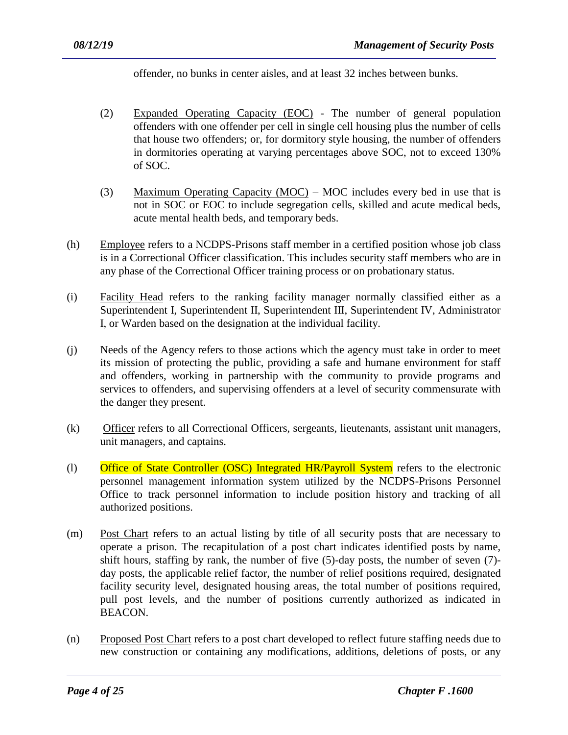offender, no bunks in center aisles, and at least 32 inches between bunks.

(2) Expanded Operating Capacity (EOC) - The number of general population offenders with one offender per cell in single cell housing plus the number of cells that house two offenders; or, for dormitory style housing, the number of offenders in dormitories operating at varying percentages above SOC, not to exceed 130% of SOC.

(3) Maximum Operating Capacity (MOC) – MOC includes every bed in use that is not in SOC or EOC to include segregation cells, skilled and acute medical beds, acute mental health beds, and temporary beds.

(h) Employee refers to a NCDPS-Prisons staff member in a certified position whose job class is in a Correctional Officer classification. This includes security staff members who are in any phase of the Correctional Officer training process or on probationary status.

(i) Facility Head refers to the ranking facility manager normally classified either as a Superintendent I, Superintendent II, Superintendent III, Superintendent IV, Administrator I, or Warden based on the designation at the individual facility.

(j) Needs of the Agency refers to those actions which the agency must take in order to meet its mission of protecting the public, providing a safe and humane environment for staff and offenders, working in partnership with the community to provide programs and services to offenders, and supervising offenders at a level of security commensurate with the danger they present.

(k) Officer refers to all Correctional Officers, sergeants, lieutenants, assistant unit managers, unit managers, and captains.

(l) Office of State Controller (OSC) Integrated HR/Payroll System refers to the electronic personnel management information system utilized by the NCDPS-Prisons Personnel Office to track personnel information to include position history and tracking of all authorized positions.

(m) Post Chart refers to an actual listing by title of all security posts that are necessary to operate a prison. The recapitulation of a post chart indicates identified posts by name, shift hours, staffing by rank, the number of five (5)-day posts, the number of seven (7)-day posts, the applicable relief factor, the number of relief positions required, designated facility security level, designated housing areas, the total number of positions required, pull post levels, and the number of positions currently authorized as indicated in BEACON.

(n) Proposed Post Chart refers to a post chart developed to reflect future staffing needs due to new construction or containing any modifications, additions, deletions of posts, or any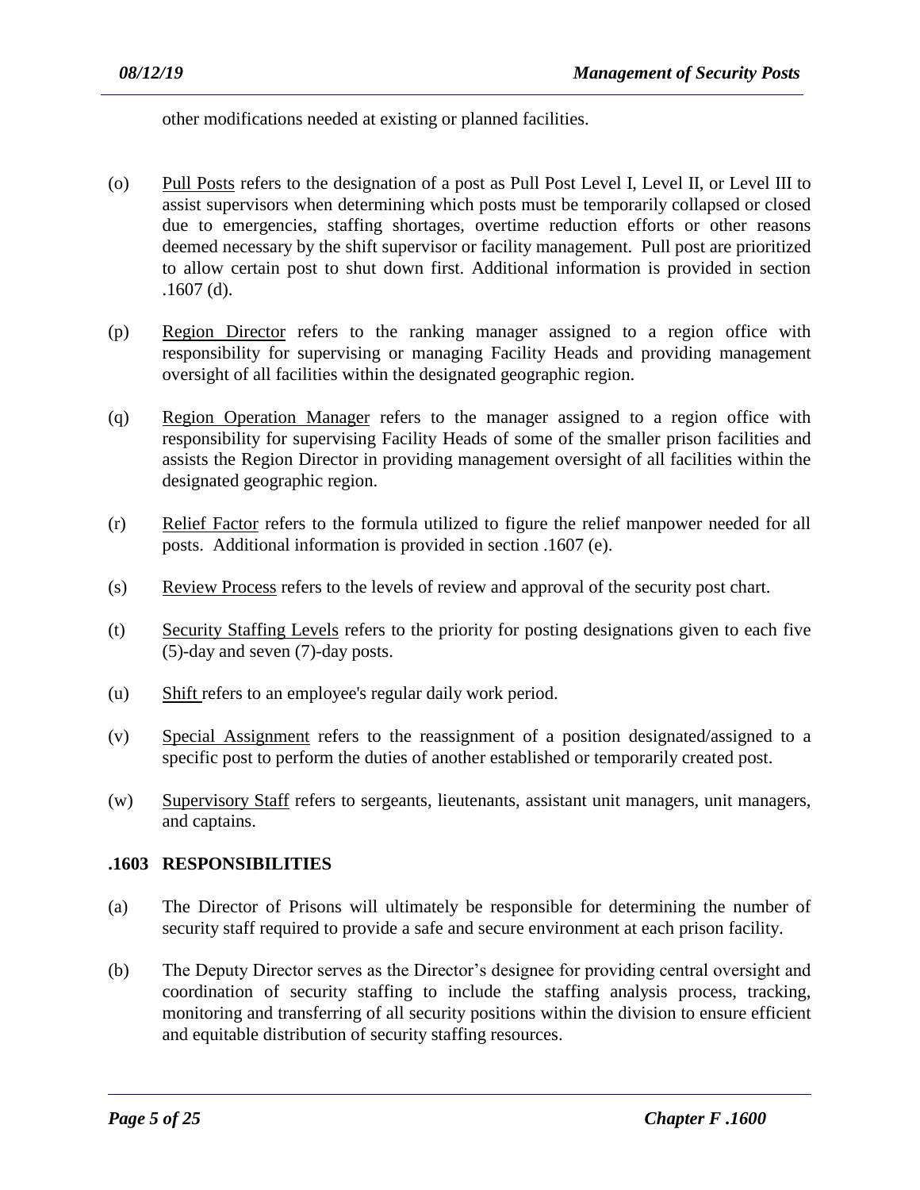other modifications needed at existing or planned facilities.

(o) Pull Posts refers to the designation of a post as Pull Post Level I, Level II, or Level III to assist supervisors when determining which posts must be temporarily collapsed or closed due to emergencies, staffing shortages, overtime reduction efforts or other reasons deemed necessary by the shift supervisor or facility management. Pull post are prioritized to allow certain post to shut down first. Additional information is provided in section .1607 (d).

(p) Region Director refers to the ranking manager assigned to a region office with responsibility for supervising or managing Facility Heads and providing management oversight of all facilities within the designated geographic region.

(q) Region Operation Manager refers to the manager assigned to a region office with responsibility for supervising Facility Heads of some of the smaller prison facilities and assists the Region Director in providing management oversight of all facilities within the designated geographic region.

(r) Relief Factor refers to the formula utilized to figure the relief manpower needed for all posts. Additional information is provided in section .1607 (e).

(s) Review Process refers to the levels of review and approval of the security post chart.

(t) Security Staffing Levels refers to the priority for posting designations given to each five (5)-day and seven (7)-day posts.

(u) Shift refers to an employee's regular daily work period.

(v) Special Assignment refers to the reassignment of a position designated/assigned to a specific post to perform the duties of another established or temporarily created post.

(w) Supervisory Staff refers to sergeants, lieutenants, assistant unit managers, unit managers, and captains.

## .1603 RESPONSIBILITIES

(a) The Director of Prisons will ultimately be responsible for determining the number of security staff required to provide a safe and secure environment at each prison facility.

(b) The Deputy Director serves as the Director's designee for providing central oversight and coordination of security staffing to include the staffing analysis process, tracking, monitoring and transferring of all security positions within the division to ensure efficient and equitable distribution of security staffing resources.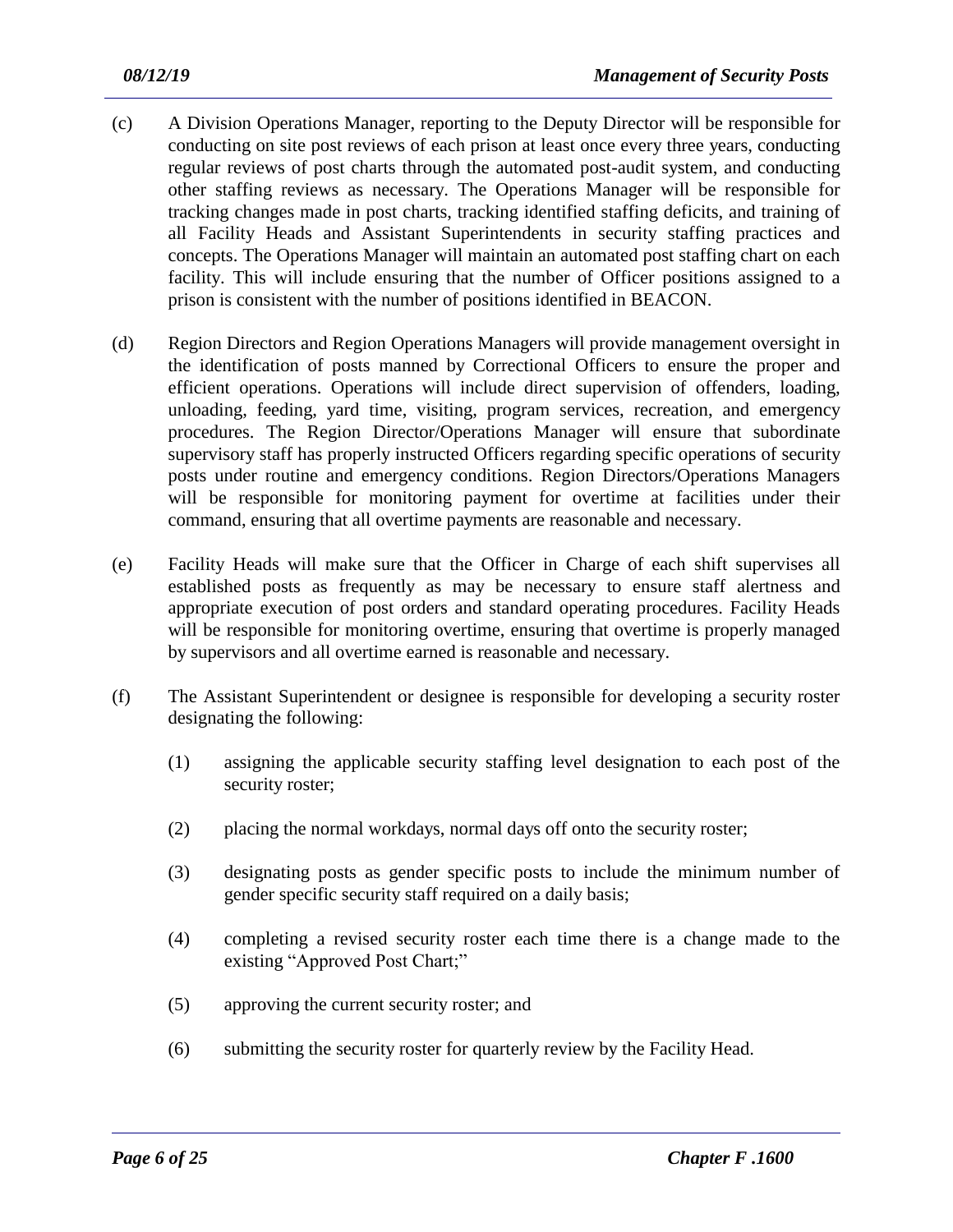(c) A Division Operations Manager, reporting to the Deputy Director will be responsible for conducting on site post reviews of each prison at least once every three years, conducting regular reviews of post charts through the automated post-audit system, and conducting other staffing reviews as necessary. The Operations Manager will be responsible for tracking changes made in post charts, tracking identified staffing deficits, and training of all Facility Heads and Assistant Superintendents in security staffing practices and concepts. The Operations Manager will maintain an automated post staffing chart on each facility. This will include ensuring that the number of Officer positions assigned to a prison is consistent with the number of positions identified in BEACON.

(d) Region Directors and Region Operations Managers will provide management oversight in the identification of posts manned by Correctional Officers to ensure the proper and efficient operations. Operations will include direct supervision of offenders, loading, unloading, feeding, yard time, visiting, program services, recreation, and emergency procedures. The Region Director/Operations Manager will ensure that subordinate supervisory staff has properly instructed Officers regarding specific operations of security posts under routine and emergency conditions. Region Directors/Operations Managers will be responsible for monitoring payment for overtime at facilities under their command, ensuring that all overtime payments are reasonable and necessary.

(e) Facility Heads will make sure that the Officer in Charge of each shift supervises all established posts as frequently as may be necessary to ensure staff alertness and appropriate execution of post orders and standard operating procedures. Facility Heads will be responsible for monitoring overtime, ensuring that overtime is properly managed by supervisors and all overtime earned is reasonable and necessary.

(f) The Assistant Superintendent or designee is responsible for developing a security roster designating the following:

   (1) assigning the applicable security staffing level designation to each post of the security roster;

   (2) placing the normal workdays, normal days off onto the security roster;

   (3) designating posts as gender specific posts to include the minimum number of gender specific security staff required on a daily basis;

   (4) completing a revised security roster each time there is a change made to the existing "Approved Post Chart;"

   (5) approving the current security roster; and

   (6) submitting the security roster for quarterly review by the Facility Head.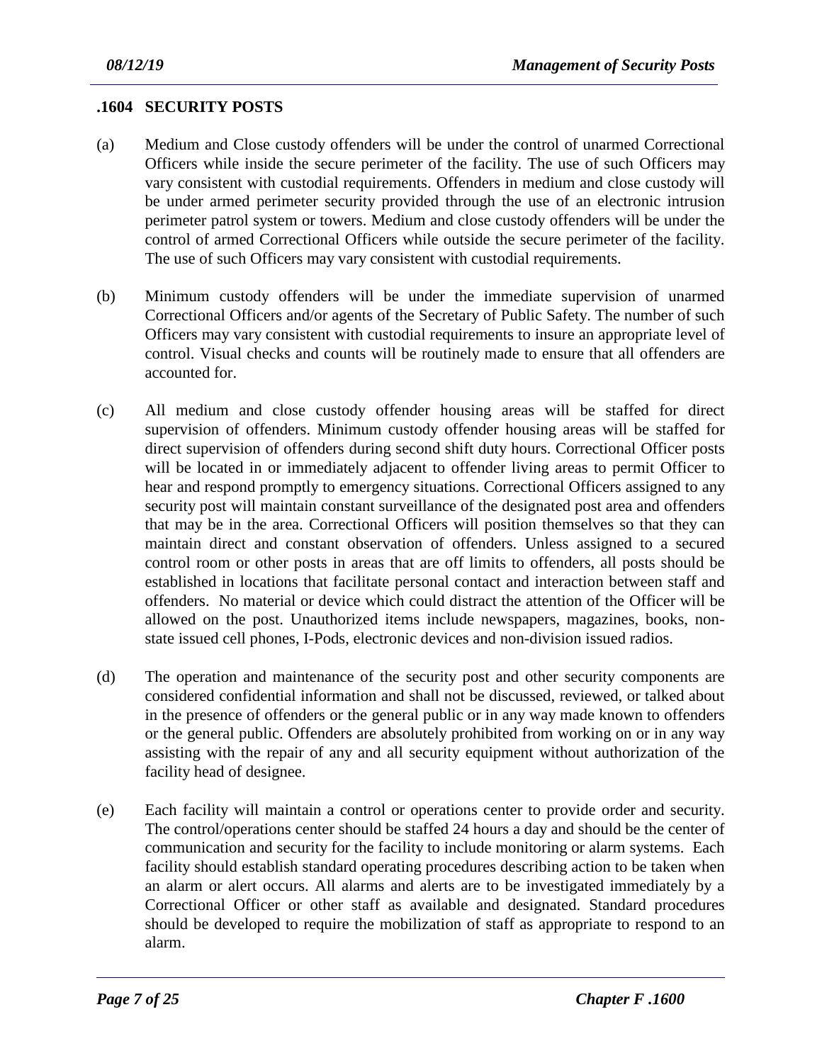## .1604 SECURITY POSTS

(a) Medium and Close custody offenders will be under the control of unarmed Correctional Officers while inside the secure perimeter of the facility. The use of such Officers may vary consistent with custodial requirements. Offenders in medium and close custody will be under armed perimeter security provided through the use of an electronic intrusion perimeter patrol system or towers. Medium and close custody offenders will be under the control of armed Correctional Officers while outside the secure perimeter of the facility. The use of such Officers may vary consistent with custodial requirements.

(b) Minimum custody offenders will be under the immediate supervision of unarmed Correctional Officers and/or agents of the Secretary of Public Safety. The number of such Officers may vary consistent with custodial requirements to insure an appropriate level of control. Visual checks and counts will be routinely made to ensure that all offenders are accounted for.

(c) All medium and close custody offender housing areas will be staffed for direct supervision of offenders. Minimum custody offender housing areas will be staffed for direct supervision of offenders during second shift duty hours. Correctional Officer posts will be located in or immediately adjacent to offender living areas to permit Officer to hear and respond promptly to emergency situations. Correctional Officers assigned to any security post will maintain constant surveillance of the designated post area and offenders that may be in the area. Correctional Officers will position themselves so that they can maintain direct and constant observation of offenders. Unless assigned to a secured control room or other posts in areas that are off limits to offenders, all posts should be established in locations that facilitate personal contact and interaction between staff and offenders. No material or device which could distract the attention of the Officer will be allowed on the post. Unauthorized items include newspapers, magazines, books, non-state issued cell phones, I-Pods, electronic devices and non-division issued radios.

(d) The operation and maintenance of the security post and other security components are considered confidential information and shall not be discussed, reviewed, or talked about in the presence of offenders or the general public or in any way made known to offenders or the general public. Offenders are absolutely prohibited from working on or in any way assisting with the repair of any and all security equipment without authorization of the facility head of designee.

(e) Each facility will maintain a control or operations center to provide order and security. The control/operations center should be staffed 24 hours a day and should be the center of communication and security for the facility to include monitoring or alarm systems. Each facility should establish standard operating procedures describing action to be taken when an alarm or alert occurs. All alarms and alerts are to be investigated immediately by a Correctional Officer or other staff as available and designated. Standard procedures should be developed to require the mobilization of staff as appropriate to respond to an alarm.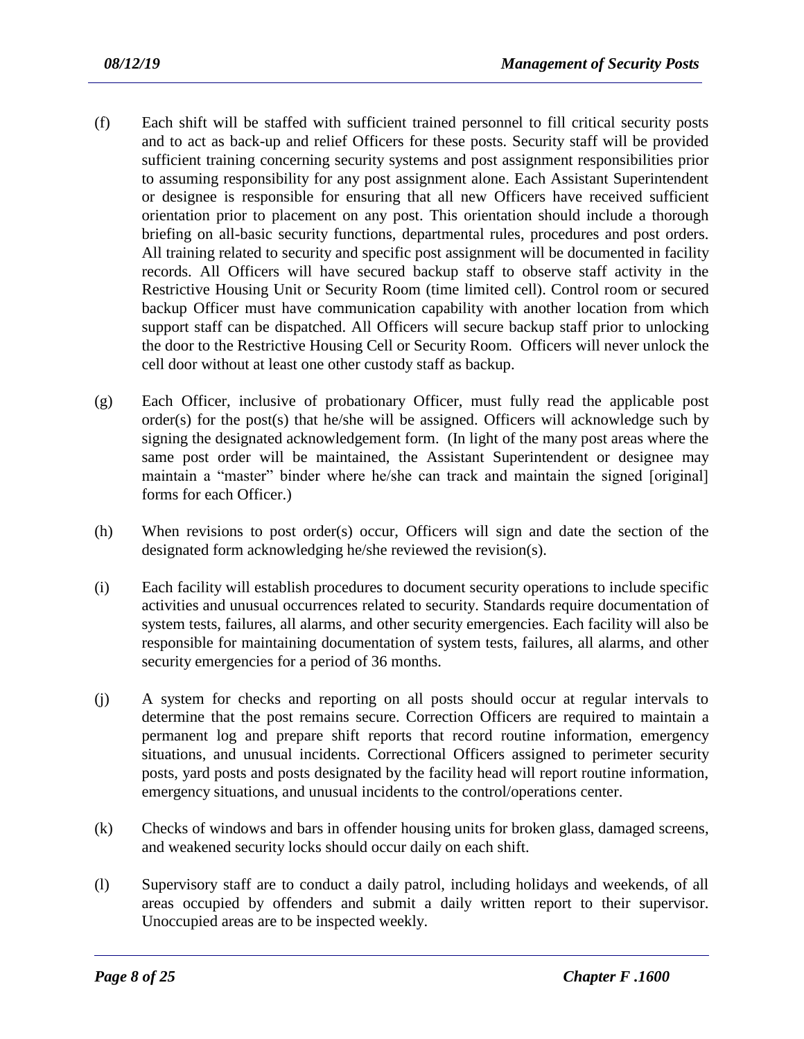(f) Each shift will be staffed with sufficient trained personnel to fill critical security posts and to act as back-up and relief Officers for these posts. Security staff will be provided sufficient training concerning security systems and post assignment responsibilities prior to assuming responsibility for any post assignment alone. Each Assistant Superintendent or designee is responsible for ensuring that all new Officers have received sufficient orientation prior to placement on any post. This orientation should include a thorough briefing on all-basic security functions, departmental rules, procedures and post orders. All training related to security and specific post assignment will be documented in facility records. All Officers will have secured backup staff to observe staff activity in the Restrictive Housing Unit or Security Room (time limited cell). Control room or secured backup Officer must have communication capability with another location from which support staff can be dispatched. All Officers will secure backup staff prior to unlocking the door to the Restrictive Housing Cell or Security Room. Officers will never unlock the cell door without at least one other custody staff as backup.

(g) Each Officer, inclusive of probationary Officer, must fully read the applicable post order(s) for the post(s) that he/she will be assigned. Officers will acknowledge such by signing the designated acknowledgement form. (In light of the many post areas where the same post order will be maintained, the Assistant Superintendent or designee may maintain a "master" binder where he/she can track and maintain the signed [original] forms for each Officer.)

(h) When revisions to post order(s) occur, Officers will sign and date the section of the designated form acknowledging he/she reviewed the revision(s).

(i) Each facility will establish procedures to document security operations to include specific activities and unusual occurrences related to security. Standards require documentation of system tests, failures, all alarms, and other security emergencies. Each facility will also be responsible for maintaining documentation of system tests, failures, all alarms, and other security emergencies for a period of 36 months.

(j) A system for checks and reporting on all posts should occur at regular intervals to determine that the post remains secure. Correction Officers are required to maintain a permanent log and prepare shift reports that record routine information, emergency situations, and unusual incidents. Correctional Officers assigned to perimeter security posts, yard posts and posts designated by the facility head will report routine information, emergency situations, and unusual incidents to the control/operations center.

(k) Checks of windows and bars in offender housing units for broken glass, damaged screens, and weakened security locks should occur daily on each shift.

(l) Supervisory staff are to conduct a daily patrol, including holidays and weekends, of all areas occupied by offenders and submit a daily written report to their supervisor. Unoccupied areas are to be inspected weekly.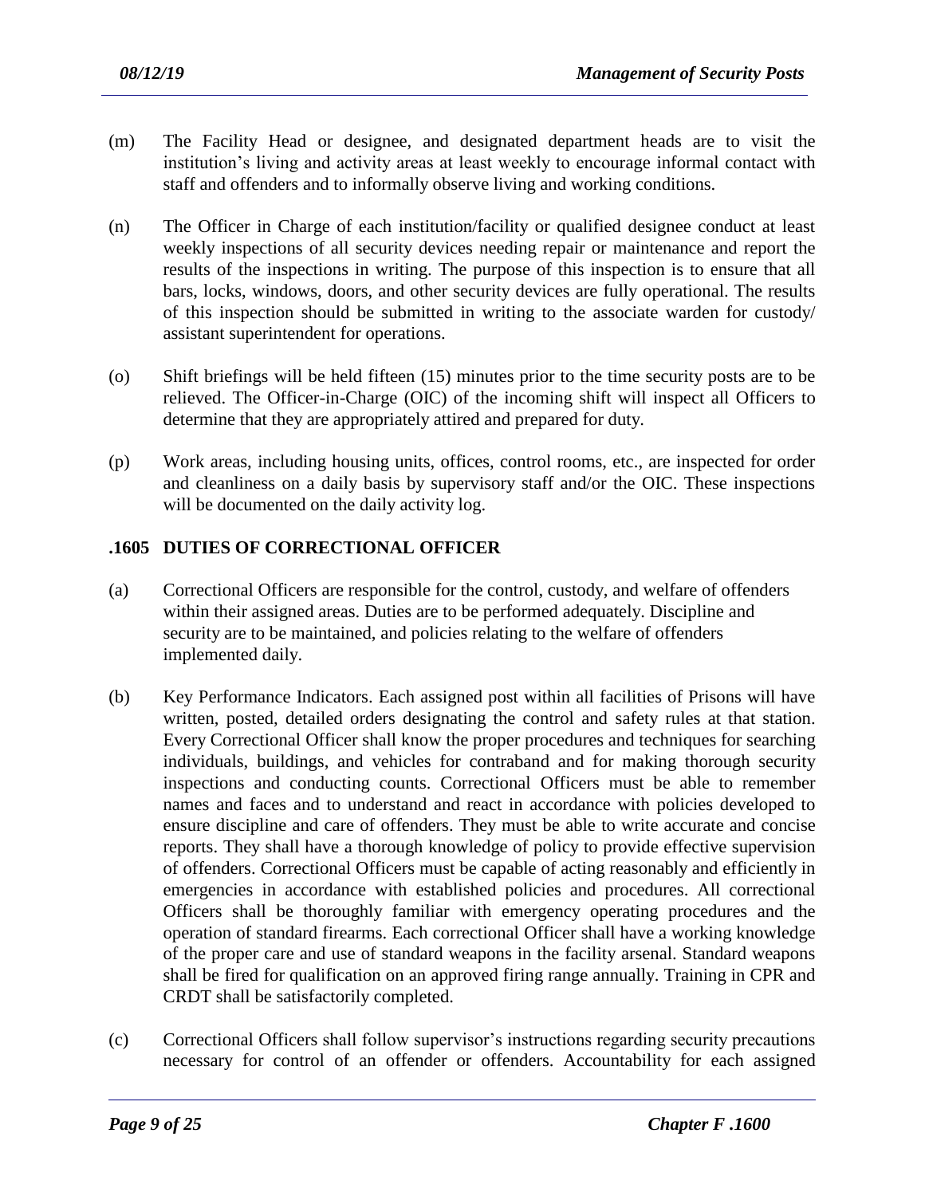(m) The Facility Head or designee, and designated department heads are to visit the institution's living and activity areas at least weekly to encourage informal contact with staff and offenders and to informally observe living and working conditions.

(n) The Officer in Charge of each institution/facility or qualified designee conduct at least weekly inspections of all security devices needing repair or maintenance and report the results of the inspections in writing. The purpose of this inspection is to ensure that all bars, locks, windows, doors, and other security devices are fully operational. The results of this inspection should be submitted in writing to the associate warden for custody/ assistant superintendent for operations.

(o) Shift briefings will be held fifteen (15) minutes prior to the time security posts are to be relieved. The Officer-in-Charge (OIC) of the incoming shift will inspect all Officers to determine that they are appropriately attired and prepared for duty.

(p) Work areas, including housing units, offices, control rooms, etc., are inspected for order and cleanliness on a daily basis by supervisory staff and/or the OIC. These inspections will be documented on the daily activity log.

## .1605 DUTIES OF CORRECTIONAL OFFICER

(a) Correctional Officers are responsible for the control, custody, and welfare of offenders within their assigned areas. Duties are to be performed adequately. Discipline and security are to be maintained, and policies relating to the welfare of offenders implemented daily.

(b) Key Performance Indicators. Each assigned post within all facilities of Prisons will have written, posted, detailed orders designating the control and safety rules at that station. Every Correctional Officer shall know the proper procedures and techniques for searching individuals, buildings, and vehicles for contraband and for making thorough security inspections and conducting counts. Correctional Officers must be able to remember names and faces and to understand and react in accordance with policies developed to ensure discipline and care of offenders. They must be able to write accurate and concise reports. They shall have a thorough knowledge of policy to provide effective supervision of offenders. Correctional Officers must be capable of acting reasonably and efficiently in emergencies in accordance with established policies and procedures. All correctional Officers shall be thoroughly familiar with emergency operating procedures and the operation of standard firearms. Each correctional Officer shall have a working knowledge of the proper care and use of standard weapons in the facility arsenal. Standard weapons shall be fired for qualification on an approved firing range annually. Training in CPR and CRDT shall be satisfactorily completed.

(c) Correctional Officers shall follow supervisor's instructions regarding security precautions necessary for control of an offender or offenders. Accountability for each assigned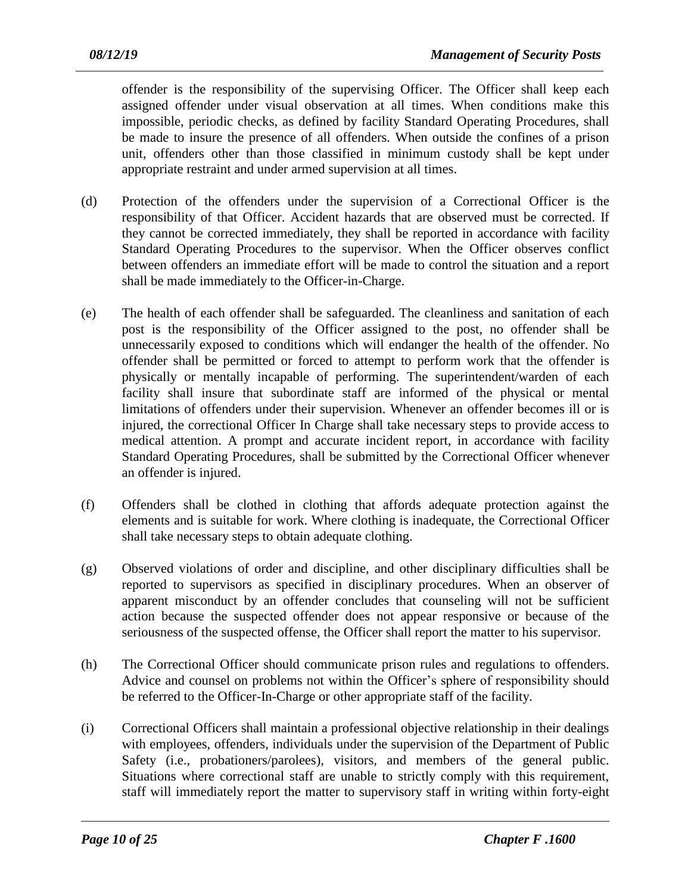offender is the responsibility of the supervising Officer. The Officer shall keep each assigned offender under visual observation at all times. When conditions make this impossible, periodic checks, as defined by facility Standard Operating Procedures, shall be made to insure the presence of all offenders. When outside the confines of a prison unit, offenders other than those classified in minimum custody shall be kept under appropriate restraint and under armed supervision at all times.

(d) Protection of the offenders under the supervision of a Correctional Officer is the responsibility of that Officer. Accident hazards that are observed must be corrected. If they cannot be corrected immediately, they shall be reported in accordance with facility Standard Operating Procedures to the supervisor. When the Officer observes conflict between offenders an immediate effort will be made to control the situation and a report shall be made immediately to the Officer-in-Charge.

(e) The health of each offender shall be safeguarded. The cleanliness and sanitation of each post is the responsibility of the Officer assigned to the post, no offender shall be unnecessarily exposed to conditions which will endanger the health of the offender. No offender shall be permitted or forced to attempt to perform work that the offender is physically or mentally incapable of performing. The superintendent/warden of each facility shall insure that subordinate staff are informed of the physical or mental limitations of offenders under their supervision. Whenever an offender becomes ill or is injured, the correctional Officer In Charge shall take necessary steps to provide access to medical attention. A prompt and accurate incident report, in accordance with facility Standard Operating Procedures, shall be submitted by the Correctional Officer whenever an offender is injured.

(f) Offenders shall be clothed in clothing that affords adequate protection against the elements and is suitable for work. Where clothing is inadequate, the Correctional Officer shall take necessary steps to obtain adequate clothing.

(g) Observed violations of order and discipline, and other disciplinary difficulties shall be reported to supervisors as specified in disciplinary procedures. When an observer of apparent misconduct by an offender concludes that counseling will not be sufficient action because the suspected offender does not appear responsive or because of the seriousness of the suspected offense, the Officer shall report the matter to his supervisor.

(h) The Correctional Officer should communicate prison rules and regulations to offenders. Advice and counsel on problems not within the Officer's sphere of responsibility should be referred to the Officer-In-Charge or other appropriate staff of the facility.

(i) Correctional Officers shall maintain a professional objective relationship in their dealings with employees, offenders, individuals under the supervision of the Department of Public Safety (i.e., probationers/parolees), visitors, and members of the general public. Situations where correctional staff are unable to strictly comply with this requirement, staff will immediately report the matter to supervisory staff in writing within forty-eight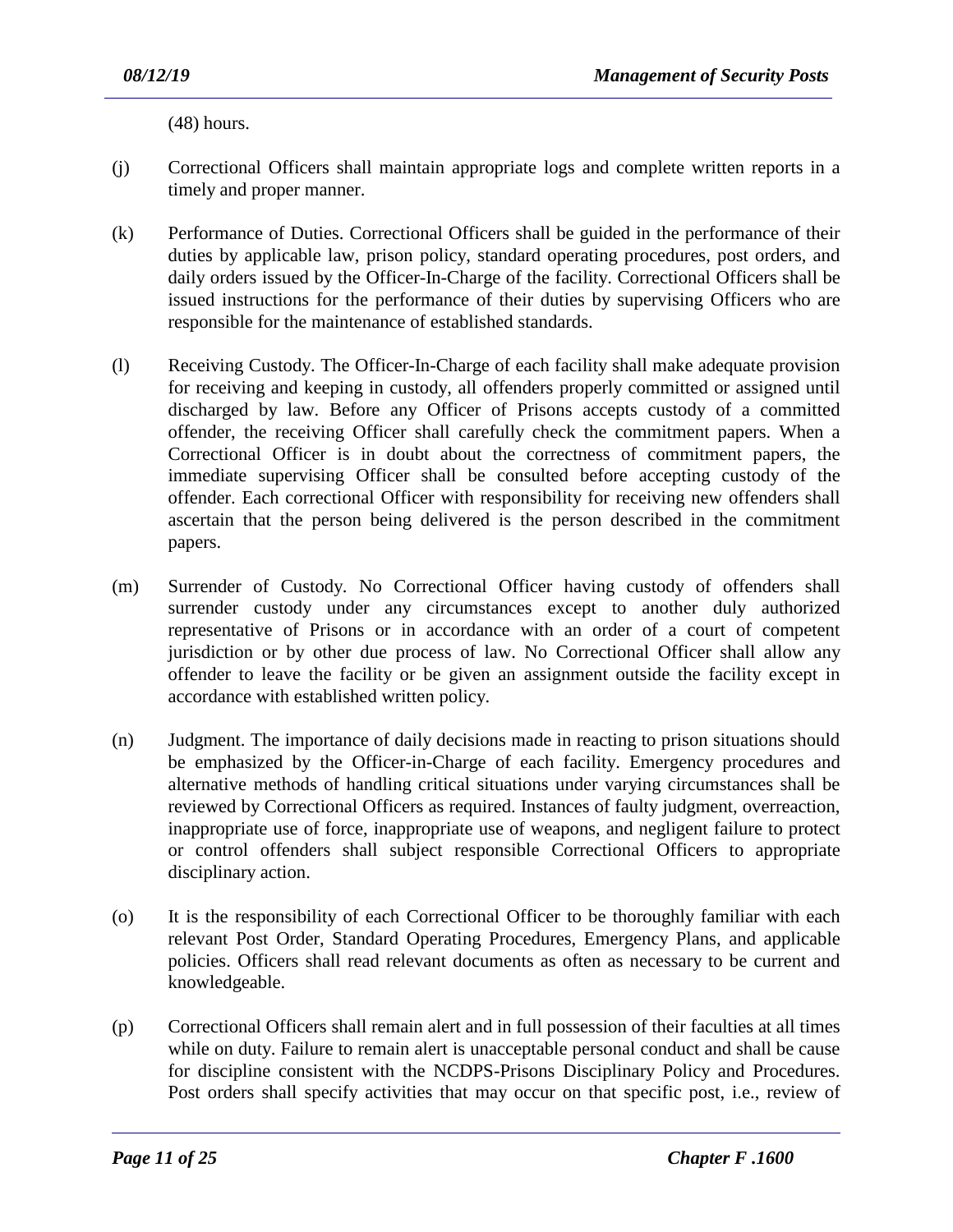(48) hours.

(j) Correctional Officers shall maintain appropriate logs and complete written reports in a timely and proper manner.

(k) Performance of Duties. Correctional Officers shall be guided in the performance of their duties by applicable law, prison policy, standard operating procedures, post orders, and daily orders issued by the Officer-In-Charge of the facility. Correctional Officers shall be issued instructions for the performance of their duties by supervising Officers who are responsible for the maintenance of established standards.

(l) Receiving Custody. The Officer-In-Charge of each facility shall make adequate provision for receiving and keeping in custody, all offenders properly committed or assigned until discharged by law. Before any Officer of Prisons accepts custody of a committed offender, the receiving Officer shall carefully check the commitment papers. When a Correctional Officer is in doubt about the correctness of commitment papers, the immediate supervising Officer shall be consulted before accepting custody of the offender. Each correctional Officer with responsibility for receiving new offenders shall ascertain that the person being delivered is the person described in the commitment papers.

(m) Surrender of Custody. No Correctional Officer having custody of offenders shall surrender custody under any circumstances except to another duly authorized representative of Prisons or in accordance with an order of a court of competent jurisdiction or by other due process of law. No Correctional Officer shall allow any offender to leave the facility or be given an assignment outside the facility except in accordance with established written policy.

(n) Judgment. The importance of daily decisions made in reacting to prison situations should be emphasized by the Officer-in-Charge of each facility. Emergency procedures and alternative methods of handling critical situations under varying circumstances shall be reviewed by Correctional Officers as required. Instances of faulty judgment, overreaction, inappropriate use of force, inappropriate use of weapons, and negligent failure to protect or control offenders shall subject responsible Correctional Officers to appropriate disciplinary action.

(o) It is the responsibility of each Correctional Officer to be thoroughly familiar with each relevant Post Order, Standard Operating Procedures, Emergency Plans, and applicable policies. Officers shall read relevant documents as often as necessary to be current and knowledgeable.

(p) Correctional Officers shall remain alert and in full possession of their faculties at all times while on duty. Failure to remain alert is unacceptable personal conduct and shall be cause for discipline consistent with the NCDPS-Prisons Disciplinary Policy and Procedures. Post orders shall specify activities that may occur on that specific post, i.e., review of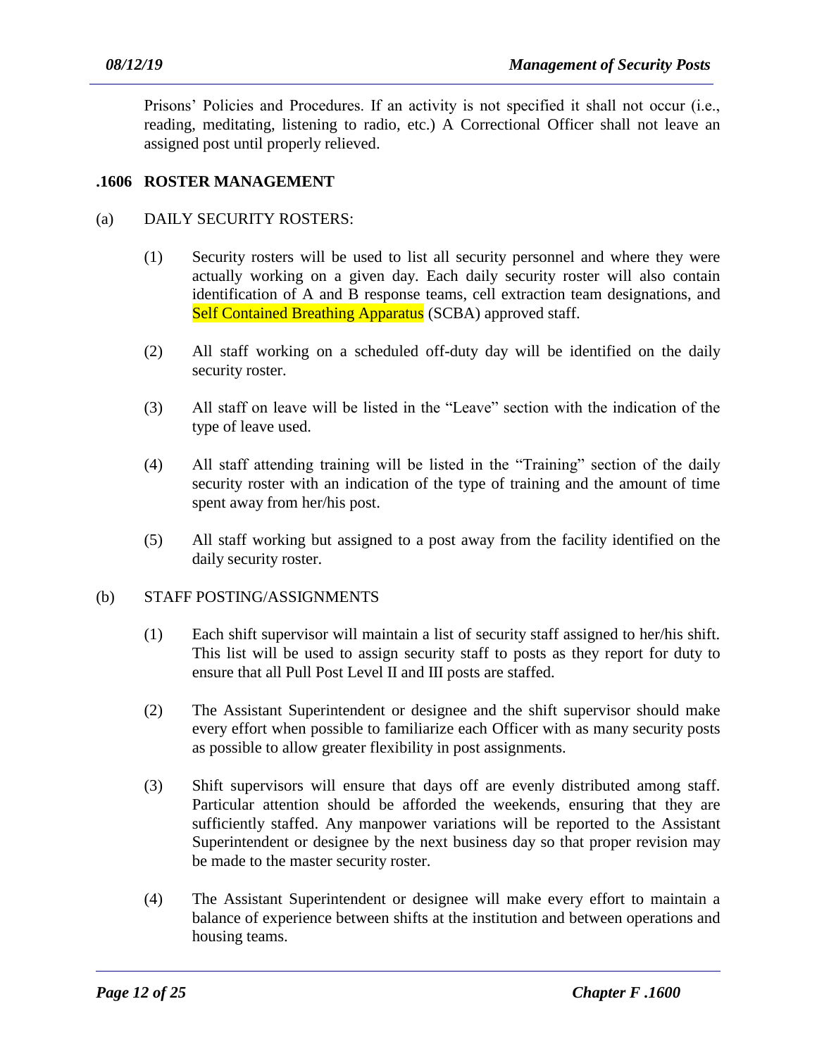Prisons' Policies and Procedures. If an activity is not specified it shall not occur (i.e., reading, meditating, listening to radio, etc.) A Correctional Officer shall not leave an assigned post until properly relieved.

## .1606 ROSTER MANAGEMENT

(a) DAILY SECURITY ROSTERS:

(1) Security rosters will be used to list all security personnel and where they were actually working on a given day. Each daily security roster will also contain identification of A and B response teams, cell extraction team designations, and Self Contained Breathing Apparatus (SCBA) approved staff.

(2) All staff working on a scheduled off-duty day will be identified on the daily security roster.

(3) All staff on leave will be listed in the "Leave" section with the indication of the type of leave used.

(4) All staff attending training will be listed in the "Training" section of the daily security roster with an indication of the type of training and the amount of time spent away from her/his post.

(5) All staff working but assigned to a post away from the facility identified on the daily security roster.

(b) STAFF POSTING/ASSIGNMENTS

(1) Each shift supervisor will maintain a list of security staff assigned to her/his shift. This list will be used to assign security staff to posts as they report for duty to ensure that all Pull Post Level II and III posts are staffed.

(2) The Assistant Superintendent or designee and the shift supervisor should make every effort when possible to familiarize each Officer with as many security posts as possible to allow greater flexibility in post assignments.

(3) Shift supervisors will ensure that days off are evenly distributed among staff. Particular attention should be afforded the weekends, ensuring that they are sufficiently staffed. Any manpower variations will be reported to the Assistant Superintendent or designee by the next business day so that proper revision may be made to the master security roster.

(4) The Assistant Superintendent or designee will make every effort to maintain a balance of experience between shifts at the institution and between operations and housing teams.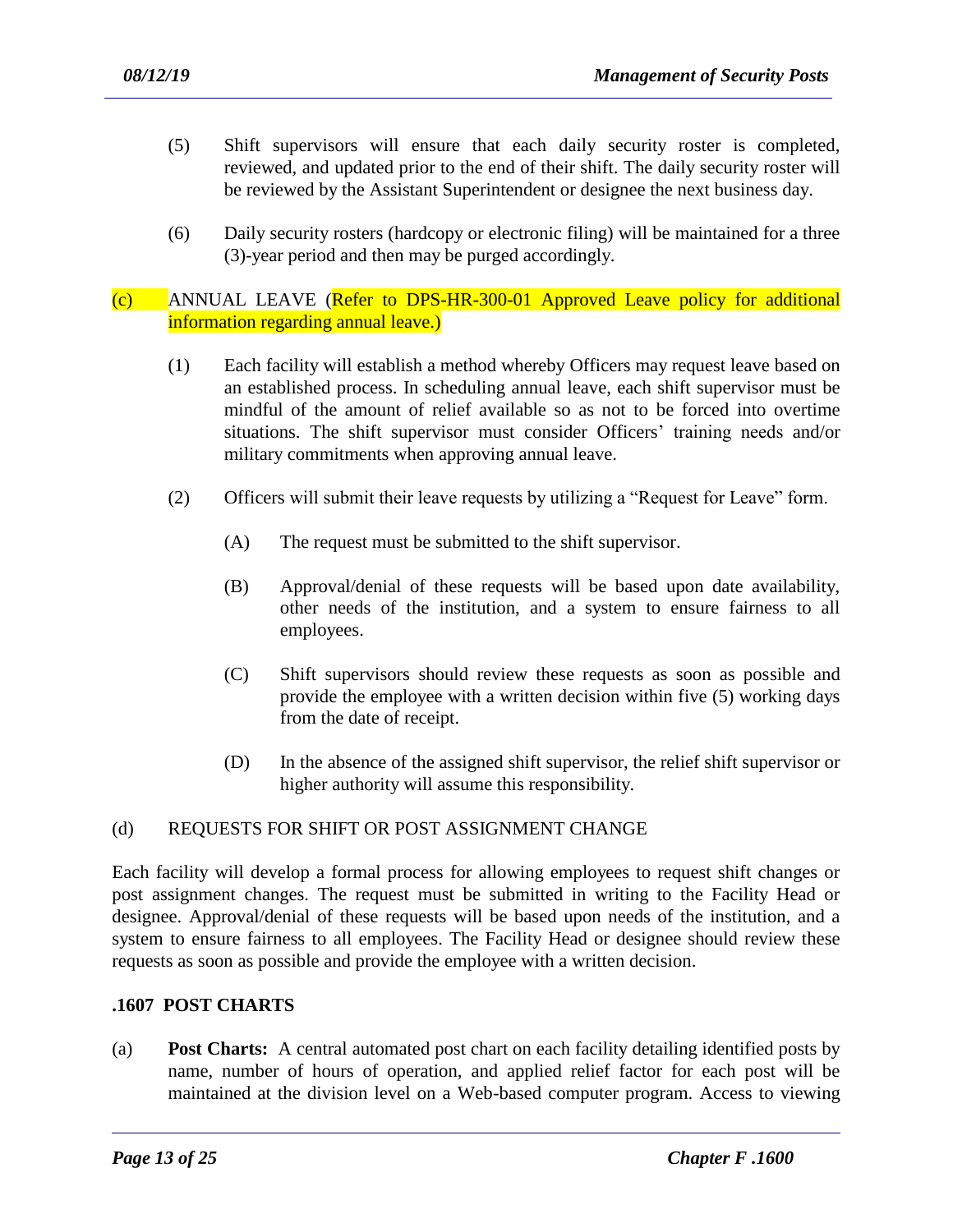(5) Shift supervisors will ensure that each daily security roster is completed, reviewed, and updated prior to the end of their shift. The daily security roster will be reviewed by the Assistant Superintendent or designee the next business day.

(6) Daily security rosters (hardcopy or electronic filing) will be maintained for a three (3)-year period and then may be purged accordingly.

(c) ANNUAL LEAVE (Refer to DPS-HR-300-01 Approved Leave policy for additional information regarding annual leave.)

(1) Each facility will establish a method whereby Officers may request leave based on an established process. In scheduling annual leave, each shift supervisor must be mindful of the amount of relief available so as not to be forced into overtime situations. The shift supervisor must consider Officers' training needs and/or military commitments when approving annual leave.

(2) Officers will submit their leave requests by utilizing a "Request for Leave" form.

(A) The request must be submitted to the shift supervisor.

(B) Approval/denial of these requests will be based upon date availability, other needs of the institution, and a system to ensure fairness to all employees.

(C) Shift supervisors should review these requests as soon as possible and provide the employee with a written decision within five (5) working days from the date of receipt.

(D) In the absence of the assigned shift supervisor, the relief shift supervisor or higher authority will assume this responsibility.

(d) REQUESTS FOR SHIFT OR POST ASSIGNMENT CHANGE

Each facility will develop a formal process for allowing employees to request shift changes or post assignment changes. The request must be submitted in writing to the Facility Head or designee. Approval/denial of these requests will be based upon needs of the institution, and a system to ensure fairness to all employees. The Facility Head or designee should review these requests as soon as possible and provide the employee with a written decision.

## .1607 POST CHARTS

(a) **Post Charts:** A central automated post chart on each facility detailing identified posts by name, number of hours of operation, and applied relief factor for each post will be maintained at the division level on a Web-based computer program. Access to viewing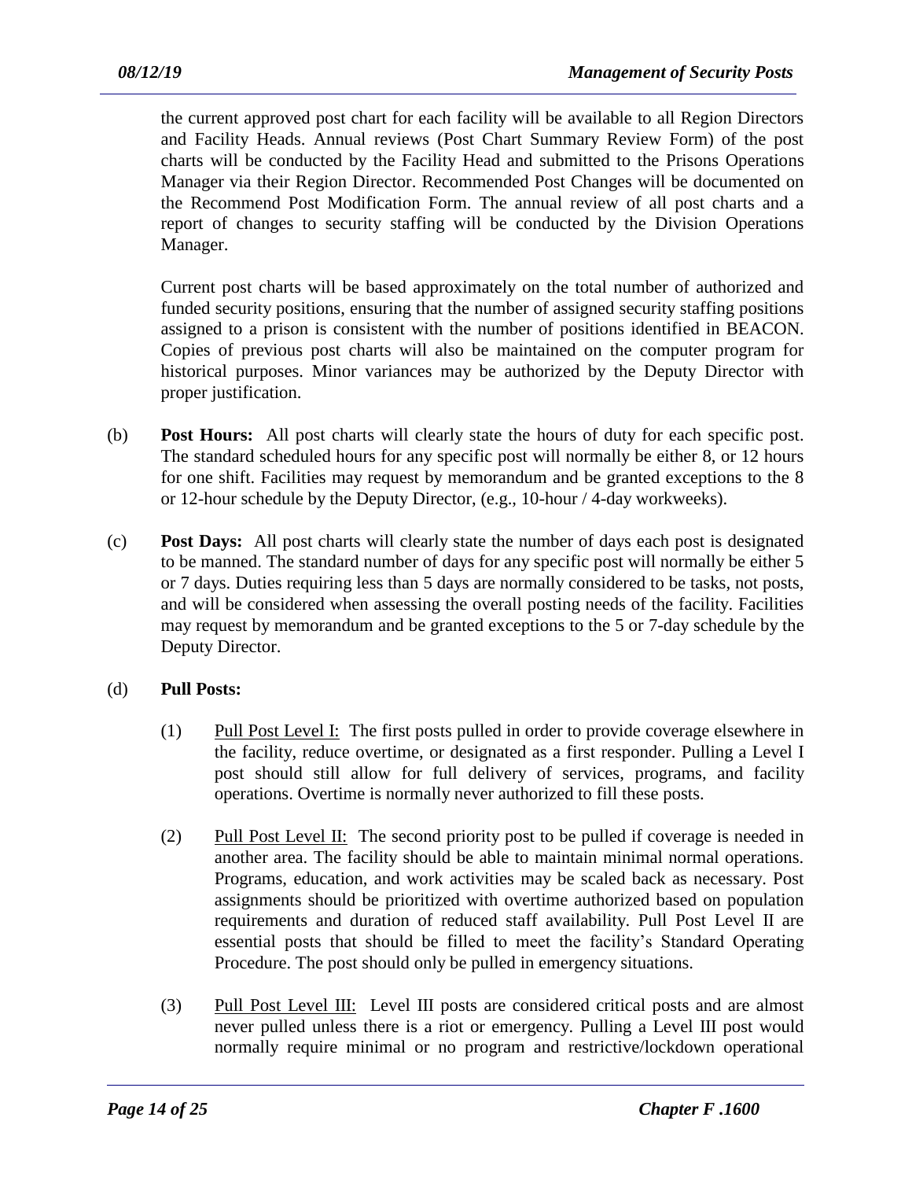the current approved post chart for each facility will be available to all Region Directors and Facility Heads. Annual reviews (Post Chart Summary Review Form) of the post charts will be conducted by the Facility Head and submitted to the Prisons Operations Manager via their Region Director. Recommended Post Changes will be documented on the Recommend Post Modification Form. The annual review of all post charts and a report of changes to security staffing will be conducted by the Division Operations Manager.

Current post charts will be based approximately on the total number of authorized and funded security positions, ensuring that the number of assigned security staffing positions assigned to a prison is consistent with the number of positions identified in BEACON. Copies of previous post charts will also be maintained on the computer program for historical purposes. Minor variances may be authorized by the Deputy Director with proper justification.

(b) **Post Hours:** All post charts will clearly state the hours of duty for each specific post. The standard scheduled hours for any specific post will normally be either 8, or 12 hours for one shift. Facilities may request by memorandum and be granted exceptions to the 8 or 12-hour schedule by the Deputy Director, (e.g., 10-hour / 4-day workweeks).

(c) **Post Days:** All post charts will clearly state the number of days each post is designated to be manned. The standard number of days for any specific post will normally be either 5 or 7 days. Duties requiring less than 5 days are normally considered to be tasks, not posts, and will be considered when assessing the overall posting needs of the facility. Facilities may request by memorandum and be granted exceptions to the 5 or 7-day schedule by the Deputy Director.

(d) **Pull Posts:**

(1) Pull Post Level I: The first posts pulled in order to provide coverage elsewhere in the facility, reduce overtime, or designated as a first responder. Pulling a Level I post should still allow for full delivery of services, programs, and facility operations. Overtime is normally never authorized to fill these posts.

(2) Pull Post Level II: The second priority post to be pulled if coverage is needed in another area. The facility should be able to maintain minimal normal operations. Programs, education, and work activities may be scaled back as necessary. Post assignments should be prioritized with overtime authorized based on population requirements and duration of reduced staff availability. Pull Post Level II are essential posts that should be filled to meet the facility's Standard Operating Procedure. The post should only be pulled in emergency situations.

(3) Pull Post Level III: Level III posts are considered critical posts and are almost never pulled unless there is a riot or emergency. Pulling a Level III post would normally require minimal or no program and restrictive/lockdown operational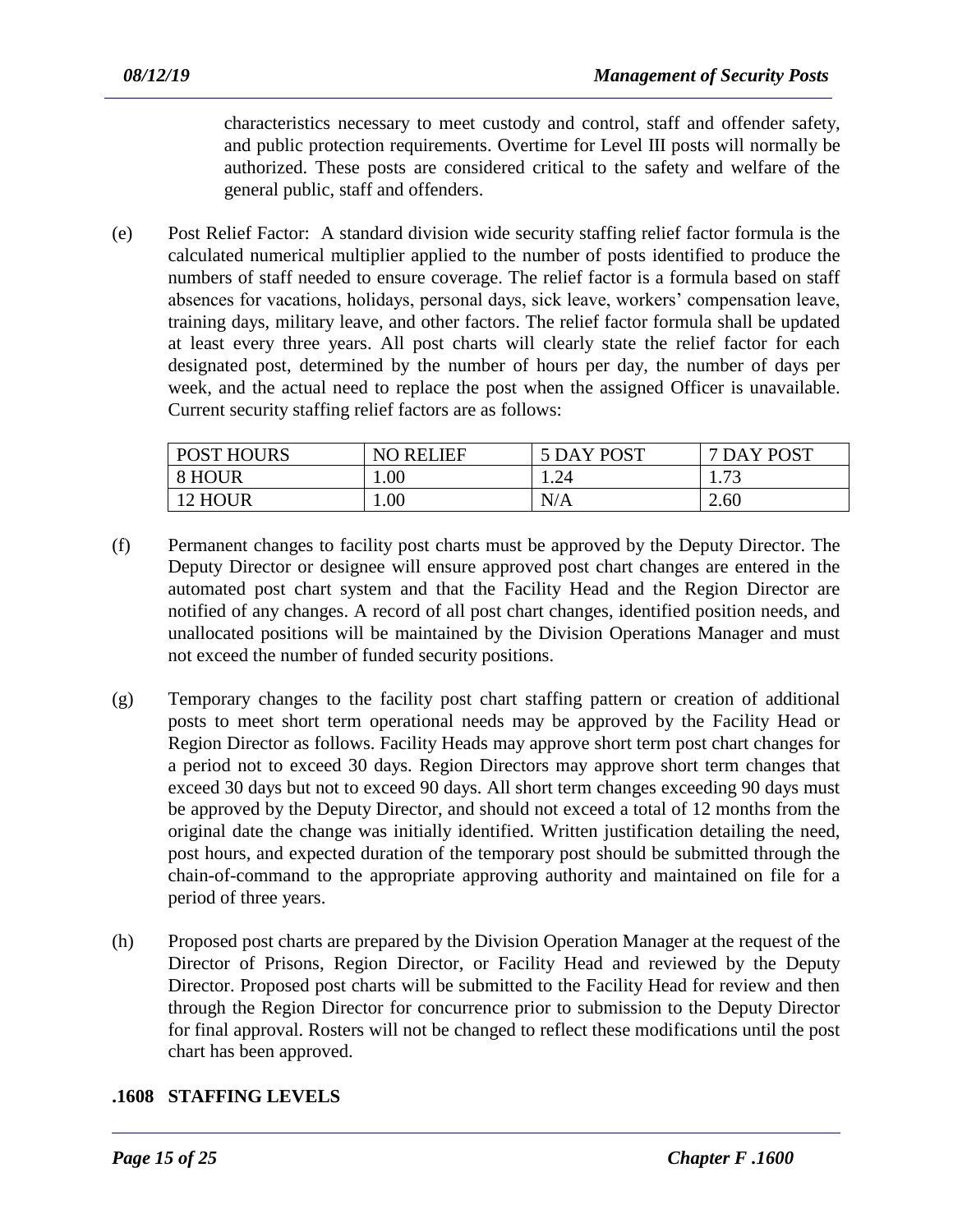characteristics necessary to meet custody and control, staff and offender safety, and public protection requirements. Overtime for Level III posts will normally be authorized. These posts are considered critical to the safety and welfare of the general public, staff and offenders.

(e) Post Relief Factor: A standard division wide security staffing relief factor formula is the calculated numerical multiplier applied to the number of posts identified to produce the numbers of staff needed to ensure coverage. The relief factor is a formula based on staff absences for vacations, holidays, personal days, sick leave, workers' compensation leave, training days, military leave, and other factors. The relief factor formula shall be updated at least every three years. All post charts will clearly state the relief factor for each designated post, determined by the number of hours per day, the number of days per week, and the actual need to replace the post when the assigned Officer is unavailable. Current security staffing relief factors are as follows:

| POST HOURS | NO RELIEF | 5 DAY POST | 7 DAY POST |
|---|---|---|---|
| 8 HOUR | 1.00 | 1.24 | 1.73 |
| 12 HOUR | 1.00 | N/A | 2.60 |

(f) Permanent changes to facility post charts must be approved by the Deputy Director. The Deputy Director or designee will ensure approved post chart changes are entered in the automated post chart system and that the Facility Head and the Region Director are notified of any changes. A record of all post chart changes, identified position needs, and unallocated positions will be maintained by the Division Operations Manager and must not exceed the number of funded security positions.

(g) Temporary changes to the facility post chart staffing pattern or creation of additional posts to meet short term operational needs may be approved by the Facility Head or Region Director as follows. Facility Heads may approve short term post chart changes for a period not to exceed 30 days. Region Directors may approve short term changes that exceed 30 days but not to exceed 90 days. All short term changes exceeding 90 days must be approved by the Deputy Director, and should not exceed a total of 12 months from the original date the change was initially identified. Written justification detailing the need, post hours, and expected duration of the temporary post should be submitted through the chain-of-command to the appropriate approving authority and maintained on file for a period of three years.

(h) Proposed post charts are prepared by the Division Operation Manager at the request of the Director of Prisons, Region Director, or Facility Head and reviewed by the Deputy Director. Proposed post charts will be submitted to the Facility Head for review and then through the Region Director for concurrence prior to submission to the Deputy Director for final approval. Rosters will not be changed to reflect these modifications until the post chart has been approved.

## .1608 STAFFING LEVELS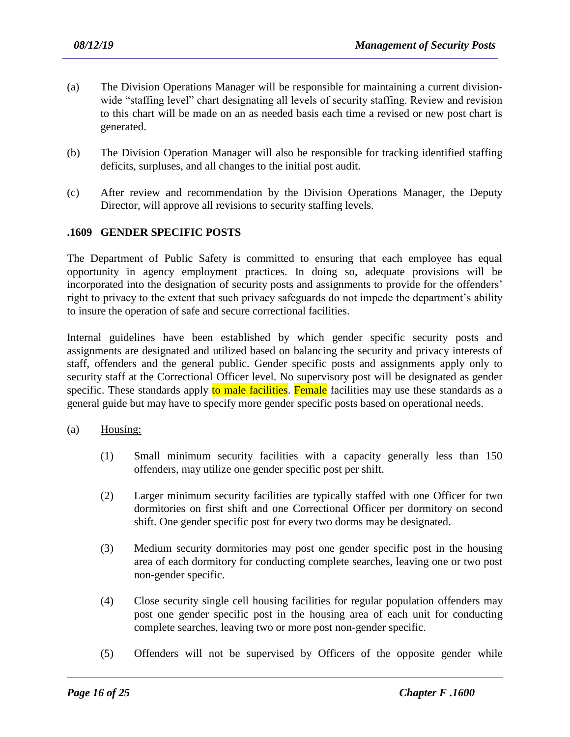(a) The Division Operations Manager will be responsible for maintaining a current division-wide "staffing level" chart designating all levels of security staffing. Review and revision to this chart will be made on an as needed basis each time a revised or new post chart is generated.

(b) The Division Operation Manager will also be responsible for tracking identified staffing deficits, surpluses, and all changes to the initial post audit.

(c) After review and recommendation by the Division Operations Manager, the Deputy Director, will approve all revisions to security staffing levels.

**.1609 GENDER SPECIFIC POSTS**

The Department of Public Safety is committed to ensuring that each employee has equal opportunity in agency employment practices. In doing so, adequate provisions will be incorporated into the designation of security posts and assignments to provide for the offenders' right to privacy to the extent that such privacy safeguards do not impede the department's ability to insure the operation of safe and secure correctional facilities.

Internal guidelines have been established by which gender specific security posts and assignments are designated and utilized based on balancing the security and privacy interests of staff, offenders and the general public. Gender specific posts and assignments apply only to security staff at the Correctional Officer level. No supervisory post will be designated as gender specific. These standards apply to male facilities. Female facilities may use these standards as a general guide but may have to specify more gender specific posts based on operational needs.

(a) Housing:

   (1) Small minimum security facilities with a capacity generally less than 150 offenders, may utilize one gender specific post per shift.

   (2) Larger minimum security facilities are typically staffed with one Officer for two dormitories on first shift and one Correctional Officer per dormitory on second shift. One gender specific post for every two dorms may be designated.

   (3) Medium security dormitories may post one gender specific post in the housing area of each dormitory for conducting complete searches, leaving one or two post non-gender specific.

   (4) Close security single cell housing facilities for regular population offenders may post one gender specific post in the housing area of each unit for conducting complete searches, leaving two or more post non-gender specific.

   (5) Offenders will not be supervised by Officers of the opposite gender while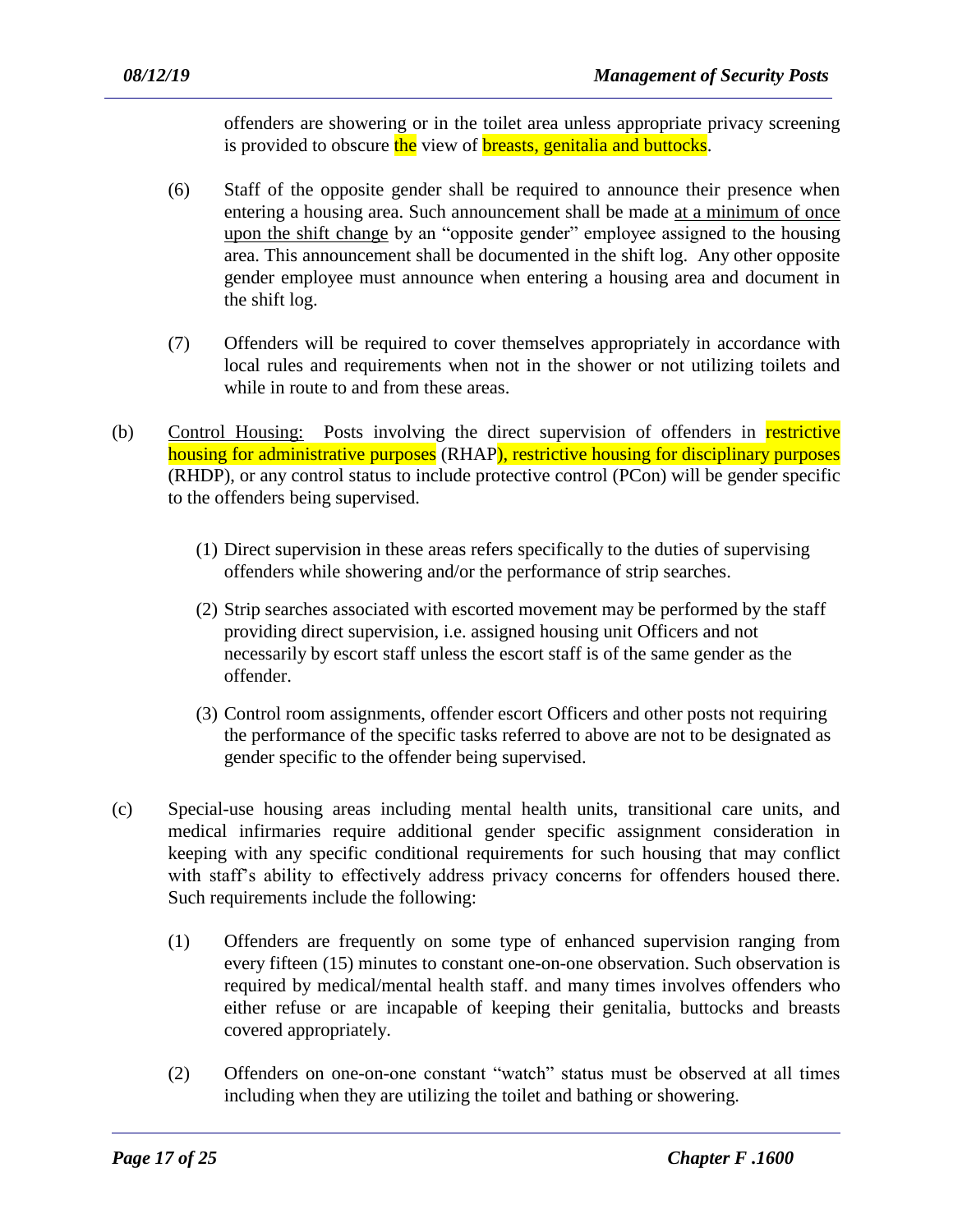offenders are showering or in the toilet area unless appropriate privacy screening is provided to obscure the view of breasts, genitalia and buttocks.

(6) Staff of the opposite gender shall be required to announce their presence when entering a housing area. Such announcement shall be made at a minimum of once upon the shift change by an "opposite gender" employee assigned to the housing area. This announcement shall be documented in the shift log. Any other opposite gender employee must announce when entering a housing area and document in the shift log.

(7) Offenders will be required to cover themselves appropriately in accordance with local rules and requirements when not in the shower or not utilizing toilets and while in route to and from these areas.

(b) Control Housing: Posts involving the direct supervision of offenders in restrictive housing for administrative purposes (RHAP), restrictive housing for disciplinary purposes (RHDP), or any control status to include protective control (PCon) will be gender specific to the offenders being supervised.

(1) Direct supervision in these areas refers specifically to the duties of supervising offenders while showering and/or the performance of strip searches.

(2) Strip searches associated with escorted movement may be performed by the staff providing direct supervision, i.e. assigned housing unit Officers and not necessarily by escort staff unless the escort staff is of the same gender as the offender.

(3) Control room assignments, offender escort Officers and other posts not requiring the performance of the specific tasks referred to above are not to be designated as gender specific to the offender being supervised.

(c) Special-use housing areas including mental health units, transitional care units, and medical infirmaries require additional gender specific assignment consideration in keeping with any specific conditional requirements for such housing that may conflict with staff's ability to effectively address privacy concerns for offenders housed there. Such requirements include the following:

(1) Offenders are frequently on some type of enhanced supervision ranging from every fifteen (15) minutes to constant one-on-one observation. Such observation is required by medical/mental health staff. and many times involves offenders who either refuse or are incapable of keeping their genitalia, buttocks and breasts covered appropriately.

(2) Offenders on one-on-one constant "watch" status must be observed at all times including when they are utilizing the toilet and bathing or showering.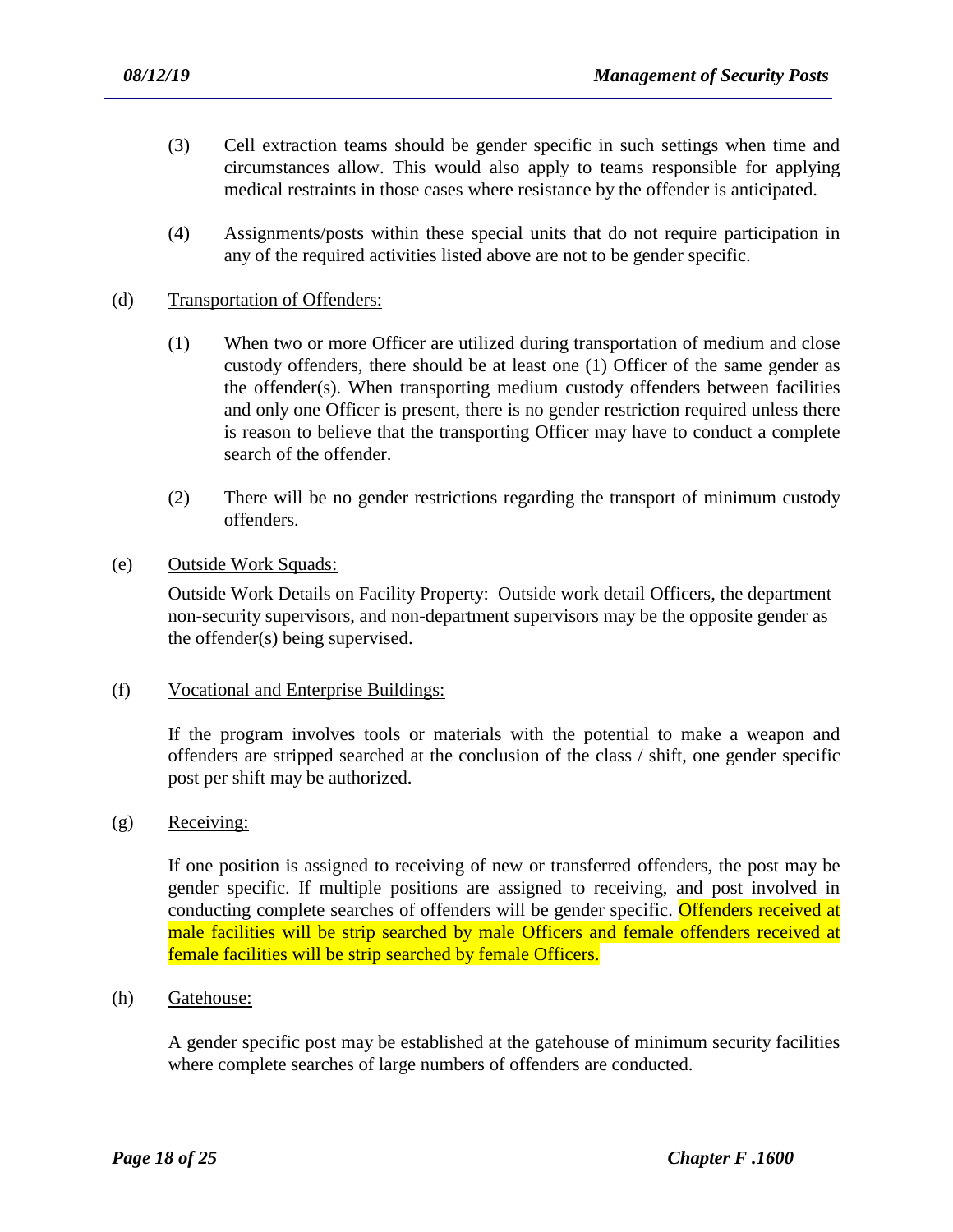(3) Cell extraction teams should be gender specific in such settings when time and circumstances allow. This would also apply to teams responsible for applying medical restraints in those cases where resistance by the offender is anticipated.

(4) Assignments/posts within these special units that do not require participation in any of the required activities listed above are not to be gender specific.

(d) Transportation of Offenders:

(1) When two or more Officer are utilized during transportation of medium and close custody offenders, there should be at least one (1) Officer of the same gender as the offender(s). When transporting medium custody offenders between facilities and only one Officer is present, there is no gender restriction required unless there is reason to believe that the transporting Officer may have to conduct a complete search of the offender.

(2) There will be no gender restrictions regarding the transport of minimum custody offenders.

(e) Outside Work Squads:

Outside Work Details on Facility Property: Outside work detail Officers, the department non-security supervisors, and non-department supervisors may be the opposite gender as the offender(s) being supervised.

(f) Vocational and Enterprise Buildings:

If the program involves tools or materials with the potential to make a weapon and offenders are stripped searched at the conclusion of the class / shift, one gender specific post per shift may be authorized.

(g) Receiving:

If one position is assigned to receiving of new or transferred offenders, the post may be gender specific. If multiple positions are assigned to receiving, and post involved in conducting complete searches of offenders will be gender specific. Offenders received at male facilities will be strip searched by male Officers and female offenders received at female facilities will be strip searched by female Officers.

(h) Gatehouse:

A gender specific post may be established at the gatehouse of minimum security facilities where complete searches of large numbers of offenders are conducted.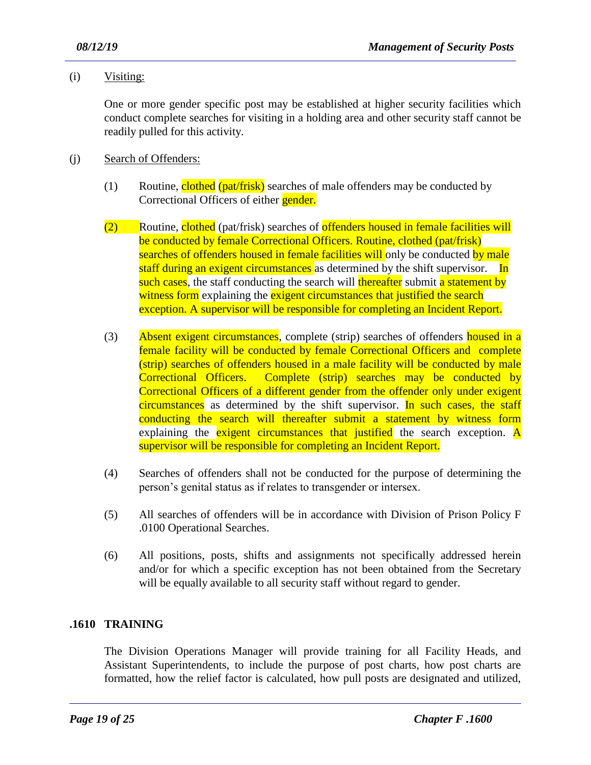(i) Visiting:

One or more gender specific post may be established at higher security facilities which conduct complete searches for visiting in a holding area and other security staff cannot be readily pulled for this activity.

(j) Search of Offenders:

(1) Routine, clothed (pat/frisk) searches of male offenders may be conducted by Correctional Officers of either gender.

(2) Routine, clothed (pat/frisk) searches of offenders housed in female facilities will be conducted by female Correctional Officers. Routine, clothed (pat/frisk) searches of offenders housed in female facilities will only be conducted by male staff during an exigent circumstances as determined by the shift supervisor. In such cases, the staff conducting the search will thereafter submit a statement by witness form explaining the exigent circumstances that justified the search exception. A supervisor will be responsible for completing an Incident Report.

(3) Absent exigent circumstances, complete (strip) searches of offenders housed in a female facility will be conducted by female Correctional Officers and complete (strip) searches of offenders housed in a male facility will be conducted by male Correctional Officers. Complete (strip) searches may be conducted by Correctional Officers of a different gender from the offender only under exigent circumstances as determined by the shift supervisor. In such cases, the staff conducting the search will thereafter submit a statement by witness form explaining the exigent circumstances that justified the search exception. A supervisor will be responsible for completing an Incident Report.

(4) Searches of offenders shall not be conducted for the purpose of determining the person's genital status as if relates to transgender or intersex.

(5) All searches of offenders will be in accordance with Division of Prison Policy F .0100 Operational Searches.

(6) All positions, posts, shifts and assignments not specifically addressed herein and/or for which a specific exception has not been obtained from the Secretary will be equally available to all security staff without regard to gender.

## .1610 TRAINING

The Division Operations Manager will provide training for all Facility Heads, and Assistant Superintendents, to include the purpose of post charts, how post charts are formatted, how the relief factor is calculated, how pull posts are designated and utilized,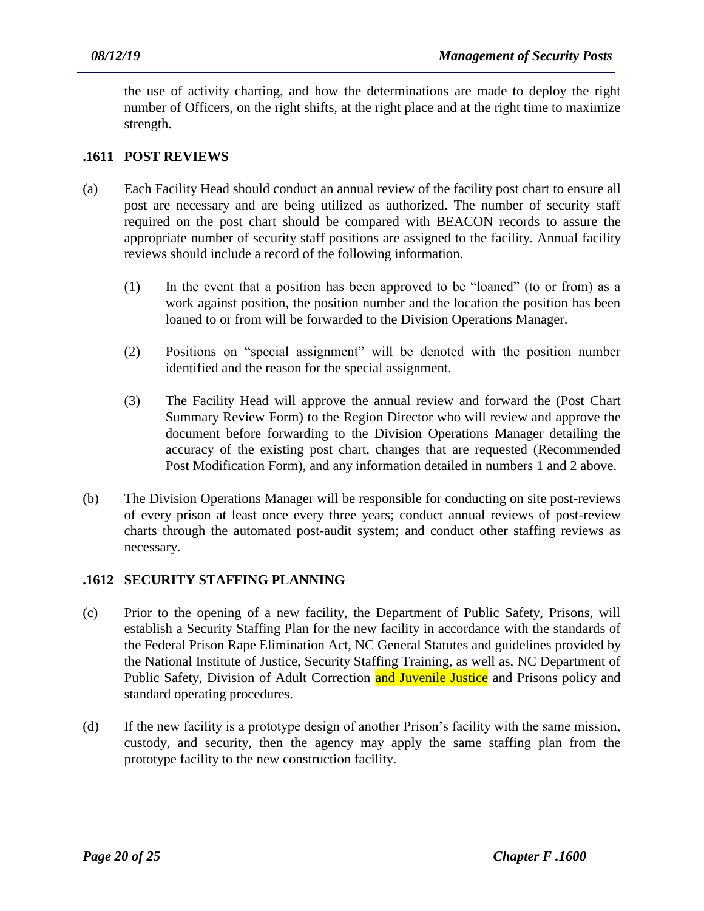the use of activity charting, and how the determinations are made to deploy the right number of Officers, on the right shifts, at the right place and at the right time to maximize strength.

## .1611 POST REVIEWS

(a) Each Facility Head should conduct an annual review of the facility post chart to ensure all post are necessary and are being utilized as authorized. The number of security staff required on the post chart should be compared with BEACON records to assure the appropriate number of security staff positions are assigned to the facility. Annual facility reviews should include a record of the following information.

   (1) In the event that a position has been approved to be "loaned" (to or from) as a work against position, the position number and the location the position has been loaned to or from will be forwarded to the Division Operations Manager.

   (2) Positions on "special assignment" will be denoted with the position number identified and the reason for the special assignment.

   (3) The Facility Head will approve the annual review and forward the (Post Chart Summary Review Form) to the Region Director who will review and approve the document before forwarding to the Division Operations Manager detailing the accuracy of the existing post chart, changes that are requested (Recommended Post Modification Form), and any information detailed in numbers 1 and 2 above.

(b) The Division Operations Manager will be responsible for conducting on site post-reviews of every prison at least once every three years; conduct annual reviews of post-review charts through the automated post-audit system; and conduct other staffing reviews as necessary.

## .1612 SECURITY STAFFING PLANNING

(c) Prior to the opening of a new facility, the Department of Public Safety, Prisons, will establish a Security Staffing Plan for the new facility in accordance with the standards of the Federal Prison Rape Elimination Act, NC General Statutes and guidelines provided by the National Institute of Justice, Security Staffing Training, as well as, NC Department of Public Safety, Division of Adult Correction and Juvenile Justice and Prisons policy and standard operating procedures.

(d) If the new facility is a prototype design of another Prison's facility with the same mission, custody, and security, then the agency may apply the same staffing plan from the prototype facility to the new construction facility.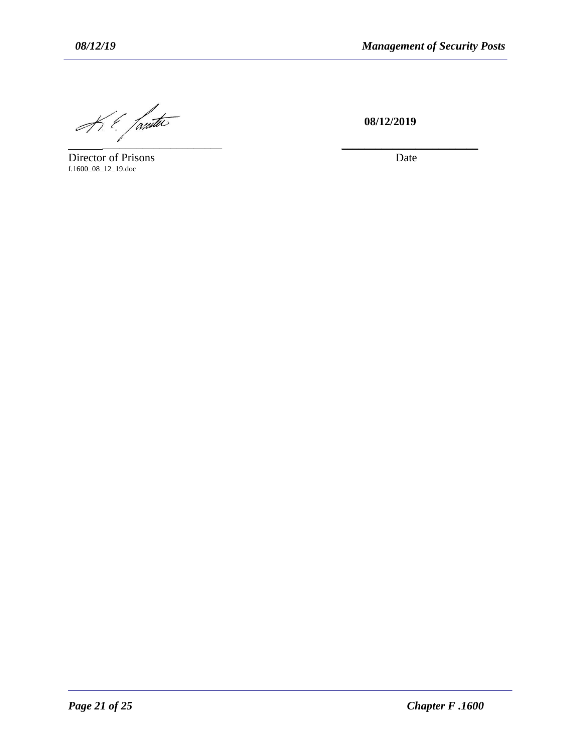08/12/2019

_________________________ &nbsp;&nbsp;&nbsp;&nbsp;&nbsp;&nbsp;&nbsp;&nbsp; _________________________

Director of Prisons &nbsp;&nbsp;&nbsp;&nbsp;&nbsp;&nbsp;&nbsp;&nbsp;&nbsp;&nbsp;&nbsp;&nbsp;&nbsp;&nbsp;&nbsp;&nbsp;&nbsp;&nbsp;&nbsp;&nbsp;&nbsp;&nbsp;&nbsp;&nbsp; Date

f.1600_08_12_19.doc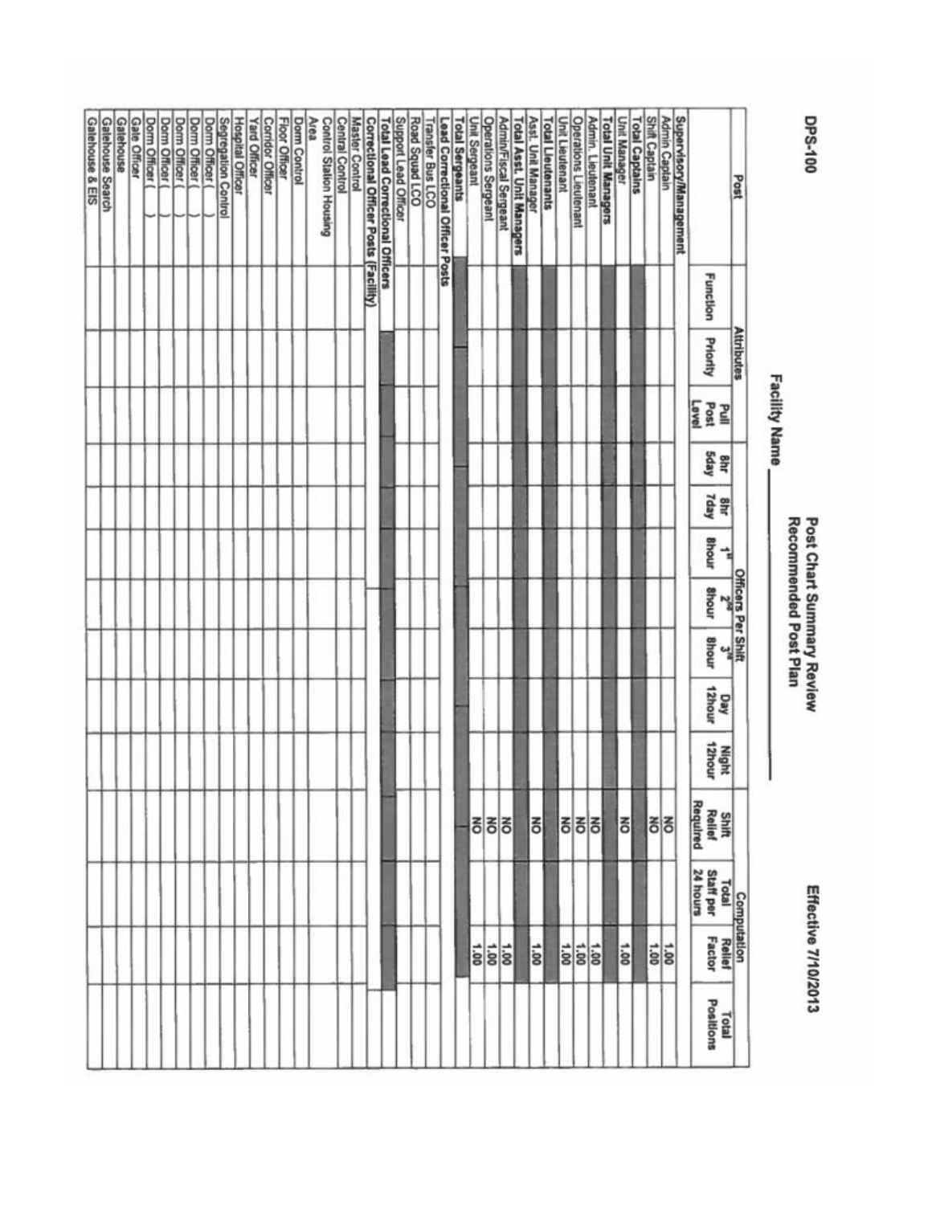**DPS-100**

# Post Chart Summary Review
## Recommended Post Plan

**Effective 7/10/2013**

**Facility Name ____________**

| Post | Attributes | | | Officers Per Shift | | | | | | | Computation | | | |
|---|---|---|---|---|---|---|---|---|---|---|---|---|---|---|
| | Function | Priority | Pull Post Level | 8hr 5day | 8hr 7day | 1st 8hour | 2nd 8hour | 3rd 8hour | Day 12hour | Night 12hour | Shift Relief Required | Total Staff per 24 hours | Relief Factor | Total Positions |
| **Supervisory/Management** | | | | | | | | | | | | | | |
| Admin Captain | | | | | | | | | | | NO | | 1.00 | |
| Shift Captain | | | | | | | | | | | NO | | 1.00 | |
| **Total Captains** | | | | | | | | | | | | | | |
| Unit Manager | | | | | | | | | | | NO | | 1.00 | |
| **Total Unit Managers** | | | | | | | | | | | | | | |
| Admin. Lieutenant | | | | | | | | | | | NO | | 1.00 | |
| Operations Lieutenant | | | | | | | | | | | NO | | 1.00 | |
| Unit Lieutenant | | | | | | | | | | | NO | | 1.00 | |
| **Total Lieutenants** | | | | | | | | | | | | | | |
| Asst. Unit Manager | | | | | | | | | | | NO | | 1.00 | |
| **Total Asst. Unit Managers** | | | | | | | | | | | | | | |
| Admin/Fiscal Sergeant | | | | | | | | | | | NO | | 1.00 | |
| Operations Sergeant | | | | | | | | | | | NO | | 1.00 | |
| Unit Sergeant | | | | | | | | | | | NO | | 1.00 | |
| **Total Sergeants** | | | | | | | | | | | | | | |
| **Lead Correctional Officer Posts** | | | | | | | | | | | | | | |
| Transfer Bus LCO | | | | | | | | | | | | | | |
| Road Squad LCO | | | | | | | | | | | | | | |
| Support Lead Officer | | | | | | | | | | | | | | |
| **Total Lead Correctional Officers** | | | | | | | | | | | | | | |
| **Correctional Officer Posts (Facility)** | | | | | | | | | | | | | | |
| Master Control | | | | | | | | | | | | | | |
| Central Control | | | | | | | | | | | | | | |
| Control Station Housing Area | | | | | | | | | | | | | | |
| Dorm Control | | | | | | | | | | | | | | |
| Floor Officer | | | | | | | | | | | | | | |
| Corridor Officer | | | | | | | | | | | | | | |
| Yard Officer | | | | | | | | | | | | | | |
| Hospital Officer | | | | | | | | | | | | | | |
| Segregation Control | | | | | | | | | | | | | | |
| Dorm Officer ( ) | | | | | | | | | | | | | | |
| Dorm Officer ( ) | | | | | | | | | | | | | | |
| Dorm Officer ( ) | | | | | | | | | | | | | | |
| Dorm Officer ( ) | | | | | | | | | | | | | | |
| Dorm Officer ( ) | | | | | | | | | | | | | | |
| Gate Officer | | | | | | | | | | | | | | |
| Gatehouse | | | | | | | | | | | | | | |
| Gatehouse Search | | | | | | | | | | | | | | |
| Gatehouse & EIS | | | | | | | | | | | | | | |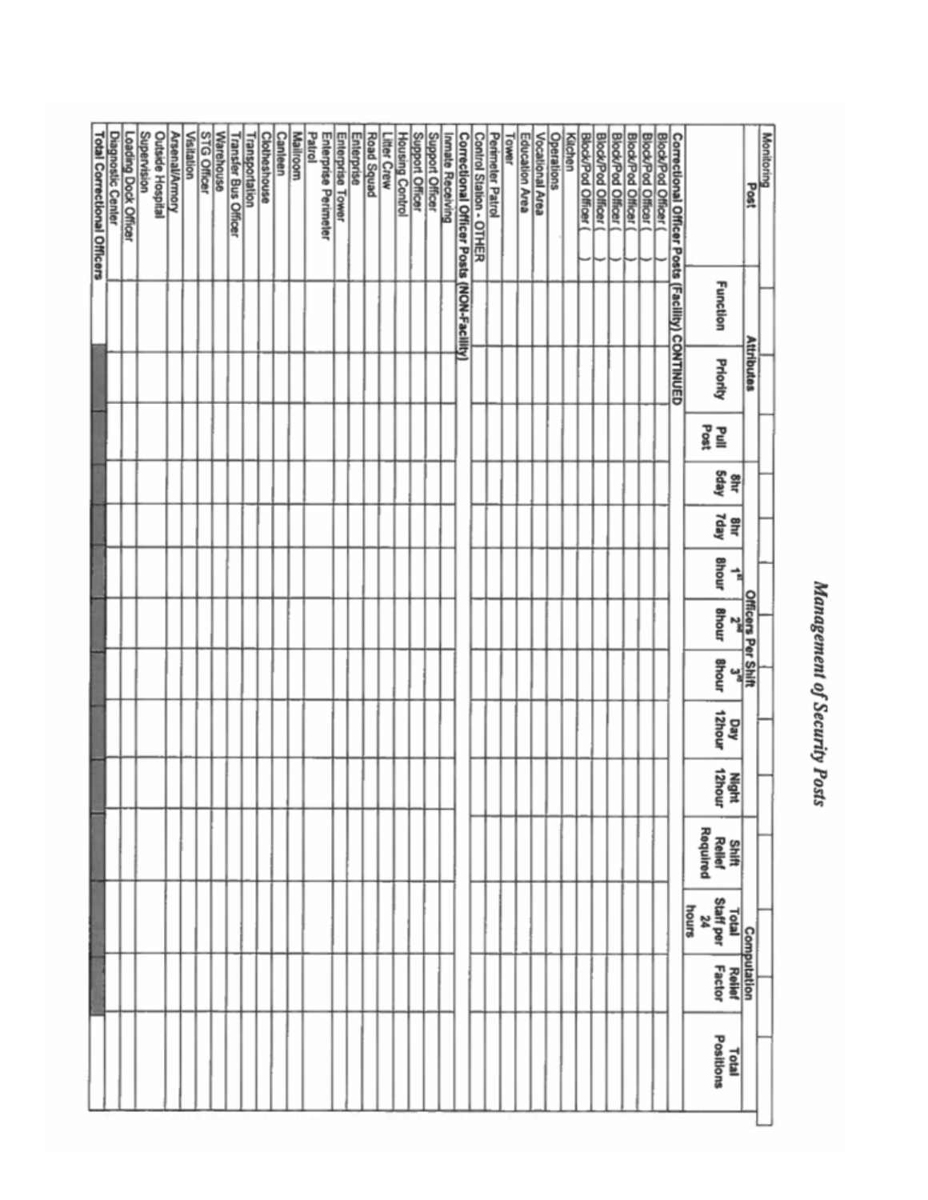# *Management of Security Posts*

| Monitoring | | | | | | | | | | | | | | |
|---|---|---|---|---|---|---|---|---|---|---|---|---|---|---|
| Post | Attributes | | | Officers Per Shift | | | | | | | | Computation | | |
| | Function | Priority | Pull Post | 8hr 5day | 8hr 7day | 1st 8hour | 2nd 8hour | 3rd 8hour | Day 12hour | Night 12hour | Shift Relief Required | Total Staff per 24 hours | Relief Factor | Total Positions |
| **Correctional Officer Posts (Facility) CONTINUED** | | | | | | | | | | | | | | |
| Block/Pod Officer ( ) | | | | | | | | | | | | | | |
| Block/Pod Officer ( ) | | | | | | | | | | | | | | |
| Block/Pod Officer ( ) | | | | | | | | | | | | | | |
| Block/Pod Officer ( ) | | | | | | | | | | | | | | |
| Block/Pod Officer ( ) | | | | | | | | | | | | | | |
| Block/Pod Officer ( ) | | | | | | | | | | | | | | |
| Kitchen | | | | | | | | | | | | | | |
| Operations | | | | | | | | | | | | | | |
| Vocational Area | | | | | | | | | | | | | | |
| Education Area | | | | | | | | | | | | | | |
| Tower | | | | | | | | | | | | | | |
| Perimeter Patrol | | | | | | | | | | | | | | |
| Control Station - OTHER | | | | | | | | | | | | | | |
| **Correctional Officer Posts (NON-Facility)** | | | | | | | | | | | | | | |
| Inmate Receiving | | | | | | | | | | | | | | |
| Support Officer | | | | | | | | | | | | | | |
| Support Officer | | | | | | | | | | | | | | |
| Housing Control | | | | | | | | | | | | | | |
| Litter Crew | | | | | | | | | | | | | | |
| Road Squad | | | | | | | | | | | | | | |
| Enterprise | | | | | | | | | | | | | | |
| Enterprise Tower | | | | | | | | | | | | | | |
| Enterprise Perimeter | | | | | | | | | | | | | | |
| Patrol | | | | | | | | | | | | | | |
| Mailroom | | | | | | | | | | | | | | |
| Canteen | | | | | | | | | | | | | | |
| Clotheshouse | | | | | | | | | | | | | | |
| Transportation | | | | | | | | | | | | | | |
| Transfer Bus Officer | | | | | | | | | | | | | | |
| Warehouse | | | | | | | | | | | | | | |
| STG Officer | | | | | | | | | | | | | | |
| Visitation | | | | | | | | | | | | | | |
| Arsenal/Armory | | | | | | | | | | | | | | |
| Outside Hospital | | | | | | | | | | | | | | |
| Supervision | | | | | | | | | | | | | | |
| Loading Dock Officer | | | | | | | | | | | | | | |
| Diagnostic Center | | | | | | | | | | | | | | |
| **Total Correctional Officers** | | | | | | | | | | | | | | |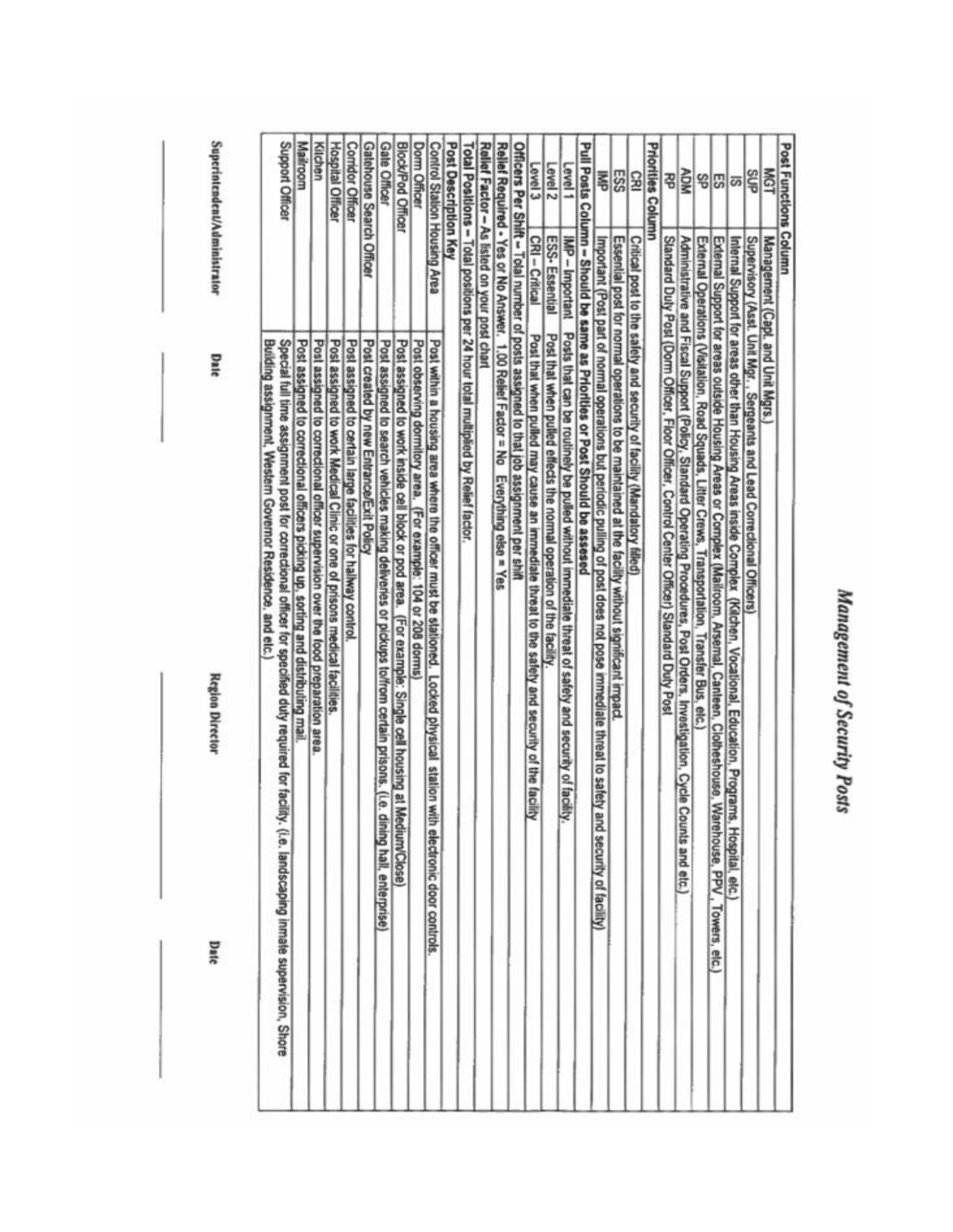# Management of Security Posts

| Post Functions Column | |
|---|---|
| MGT | Management (Capt. and Unit Mgrs.) |
| SUP | Supervisory (Asst. Unit Mgr., Sergeants and Lead Correctional Officers) |
| IS | Internal Support for areas other than Housing Areas inside Complex (Kitchen, Vocational, Education, Programs, Hospital, etc.) |
| ES | External Support for areas outside Housing Areas or Complex (Mailroom, Arsenal, Canteen, Clotheshouse, Warehouse, PPV, Towers, etc.) |
| SP | External Operations (Visitation, Road Squads, Litter Crews, Transportation, Transfer Bus, etc.) |
| ADM | Administrative and Fiscal Support (Policy, Standard Operating Procedures, Post Orders, Investigation, Cycle Counts and etc.) |
| RP | Standard Duty Post (Dorm Officer, Floor Officer, Control Center Officer) Standard Duty Post |
| **Priorities Column** | |
| CRI | Critical post to the safety and security of facility (Mandatory filled) |
| ESS | Essential post for normal operations to be maintained at the facility without significant impact. |
| IMP | Important (Post part of normal operations but periodic pulling of post does not pose immediate threat to safety and security of facility) |
| **Pull Posts Column – Should be same as Priorities or Post Should be assesed** | |
| Level 1 | IMP – Important Posts that can be routinely be pulled without immediate threat of safety and security of facility. |
| Level 2 | ESS- Essential Post that when pulled effects the normal operation of the facility. |
| Level 3 | CRI – Critical Post that when pulled may cause an immediate threat to the safety and security of the facility |
| **Officers Per Shift** – Total number of posts assigned to that job assignment per shift | |
| **Relief Required** - Yes or No Answer. 1.00 Relief Factor = No Everything else = Yes | |
| **Relief Factor** – As listed on your post chart | |
| **Total Positions** – Total positions per 24 hour total multiplied by Relief factor. | |
| **Post Description Key** | |
| Control Station Housing Area | Post within a housing area where the officer must be stationed. Locked physical station with electronic door controls. |
| Dorm Officer | Post observing dormitory area. (For example: 104 or 208 dorms) |
| Block/Pod Officer | Post assigned to work inside cell block or pod area. (For example: Single cell housing at Medium/Close) |
| Gate Officer | Post assigned to search vehicles making deliveries or pickups to/from certain prisons. (i.e. dining hall, enterprise) |
| Gatehouse Search Officer | Post created by new Entrance/Exit Policy |
| Corridor Officer | Post assigned to certain large facilities for hallway control. |
| Hospital Officer | Post assigned to work Medical Clinic or one of prisons medical facilities. |
| Kitchen | Post assigned to correctional officer supervision over the food preparation area. |
| Mailroom | Post assigned to correctional officers picking up, sorting and distributing mail. |
| Support Officer | Special full time assignment post for correctional officer for specified duty required for facility. (i.e. landscaping inmate supervision, Shore Building assignment, Western Governor Residence, and etc.) |

______________________ ______________ ______________________ ______________
Superintendent/Administrator Date Region Director Date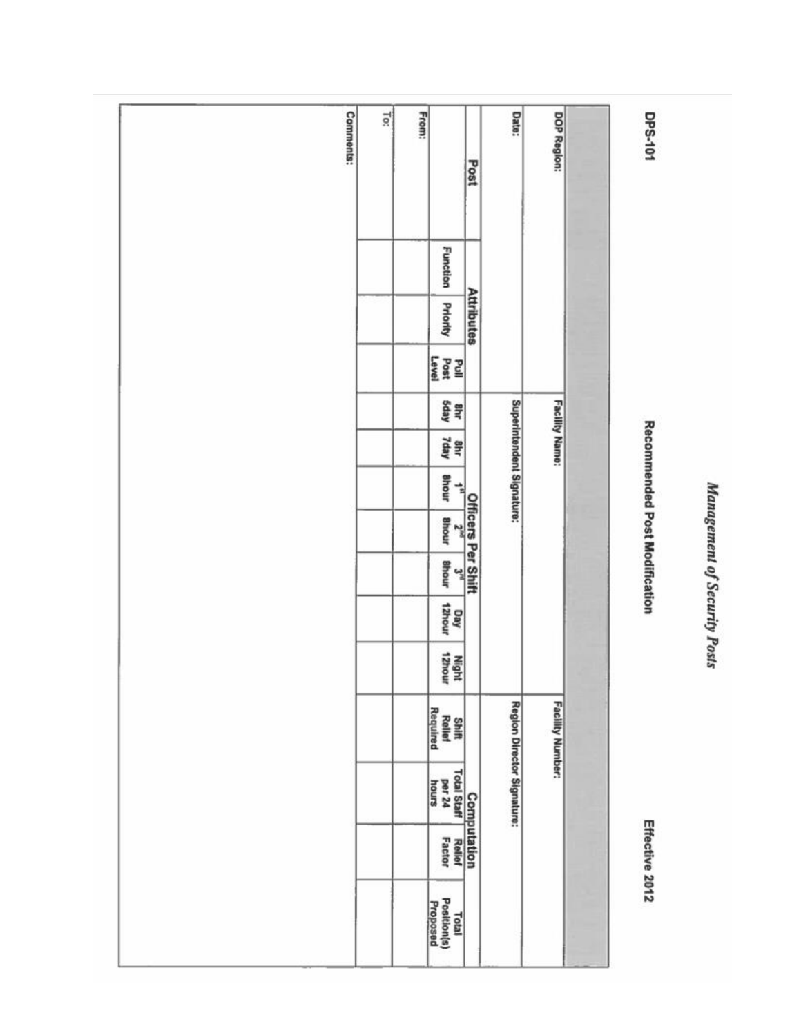*Management of Security Posts*

DPS-101 Recommended Post Modification Effective 2012

| | | | | | | | | | | | | | |
|---|---|---|---|---|---|---|---|---|---|---|---|---|---|
| DOP Region: | | | | Facility Name: | | | | | | Facility Number: | | | |
| Date: | | | | Superintendent Signature: | | | | | | Region Director Signature: | | | |
| Post | Attributes | | | Officers Per Shift | | | | | | | Computation | | |
| | Function | Priority | Pull Post Level | 8hr 5day | 8hr 7day | 1st 8hour | 2nd 8hour | 3rd 8hour | Day 12hour | Night 12hour | Shift Relief Required | Total Staff per 24 hours | Relief Factor | Total Position(s) Proposed |
| From: | | | | | | | | | | | | | |
| To: | | | | | | | | | | | | | |
| Comments: | | | | | | | | | | | | | |